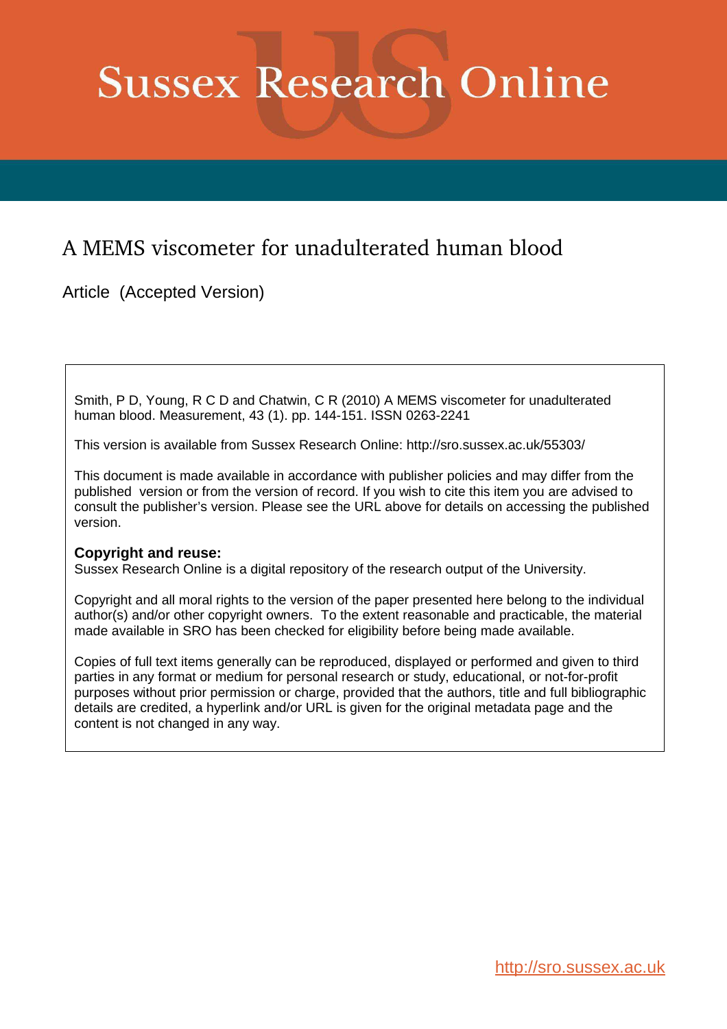# Sussex Research Online

## A MEMS viscometer for unadulterated human blood

Article (Accepted Version)

Smith, P D, Young, R C D and Chatwin, C R (2010) A MEMS viscometer for unadulterated human blood. Measurement, 43 (1). pp. 144-151. ISSN 0263-2241

This version is available from Sussex Research Online: http://sro.sussex.ac.uk/55303/

This document is made available in accordance with publisher policies and may differ from the published version or from the version of record. If you wish to cite this item you are advised to consult the publisher's version. Please see the URL above for details on accessing the published version.

**Copyright and reuse:**
Sussex Research Online is a digital repository of the research output of the University.

Copyright and all moral rights to the version of the paper presented here belong to the individual author(s) and/or other copyright owners. To the extent reasonable and practicable, the material made available in SRO has been checked for eligibility before being made available.

Copies of full text items generally can be reproduced, displayed or performed and given to third parties in any format or medium for personal research or study, educational, or not-for-profit purposes without prior permission or charge, provided that the authors, title and full bibliographic details are credited, a hyperlink and/or URL is given for the original metadata page and the content is not changed in any way.

http://sro.sussex.ac.uk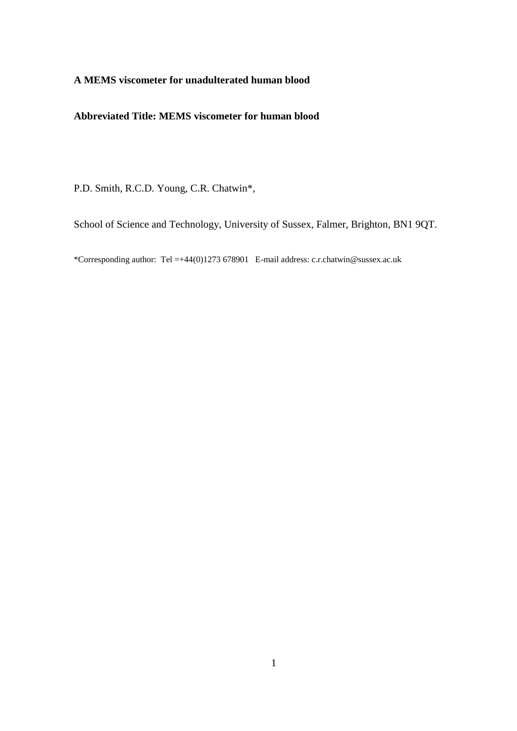**A MEMS viscometer for unadulterated human blood**

**Abbreviated Title: MEMS viscometer for human blood**

P.D. Smith, R.C.D. Young, C.R. Chatwin*,

School of Science and Technology, University of Sussex, Falmer, Brighton, BN1 9QT.

*Corresponding author: Tel =+44(0)1273 678901 E-mail address: c.r.chatwin@sussex.ac.uk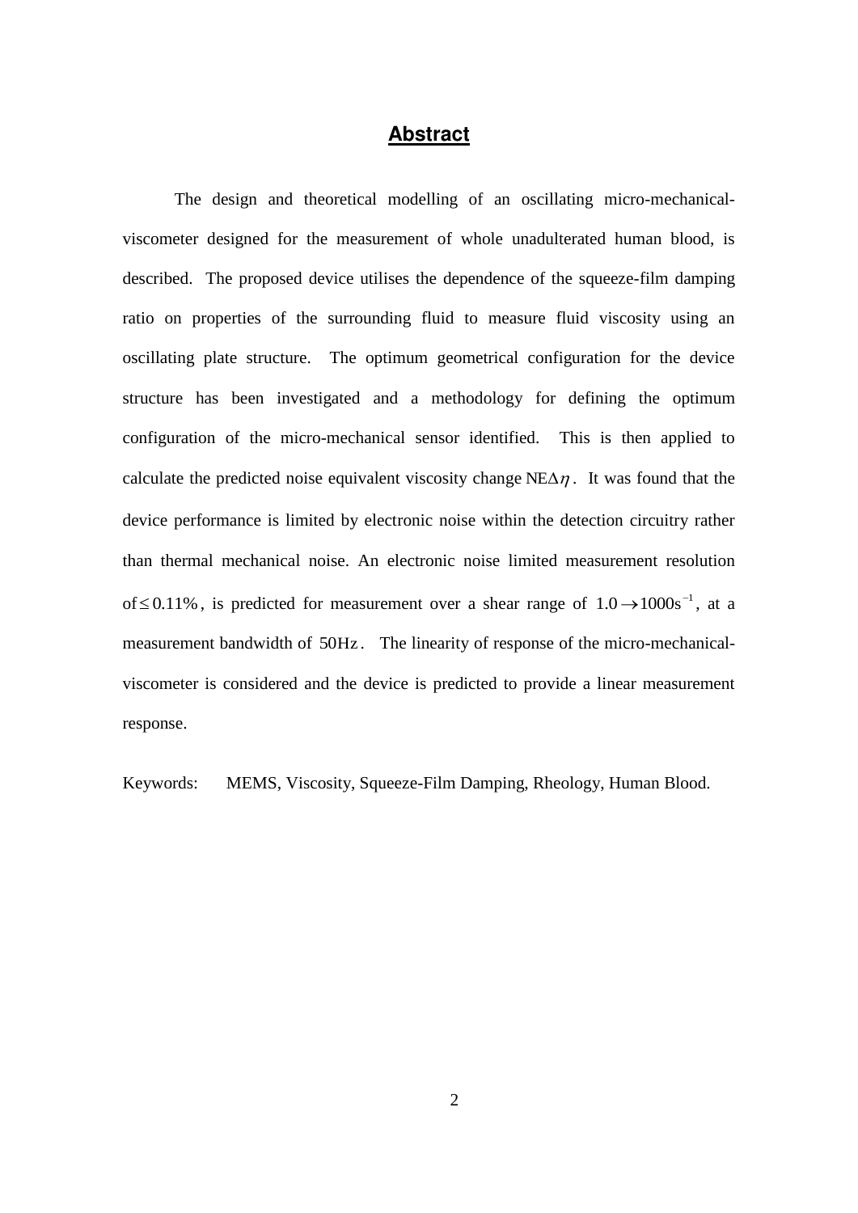# Abstract

The design and theoretical modelling of an oscillating micro-mechanical-viscometer designed for the measurement of whole unadulterated human blood, is described. The proposed device utilises the dependence of the squeeze-film damping ratio on properties of the surrounding fluid to measure fluid viscosity using an oscillating plate structure. The optimum geometrical configuration for the device structure has been investigated and a methodology for defining the optimum configuration of the micro-mechanical sensor identified. This is then applied to calculate the predicted noise equivalent viscosity change $\mathrm{NE}\Delta\eta$. It was found that the device performance is limited by electronic noise within the detection circuitry rather than thermal mechanical noise. An electronic noise limited measurement resolution of $\leq 0.11\%$, is predicted for measurement over a shear range of $1.0 \rightarrow 1000\mathrm{s}^{-1}$, at a measurement bandwidth of $50\mathrm{Hz}$. The linearity of response of the micro-mechanical-viscometer is considered and the device is predicted to provide a linear measurement response.

Keywords: MEMS, Viscosity, Squeeze-Film Damping, Rheology, Human Blood.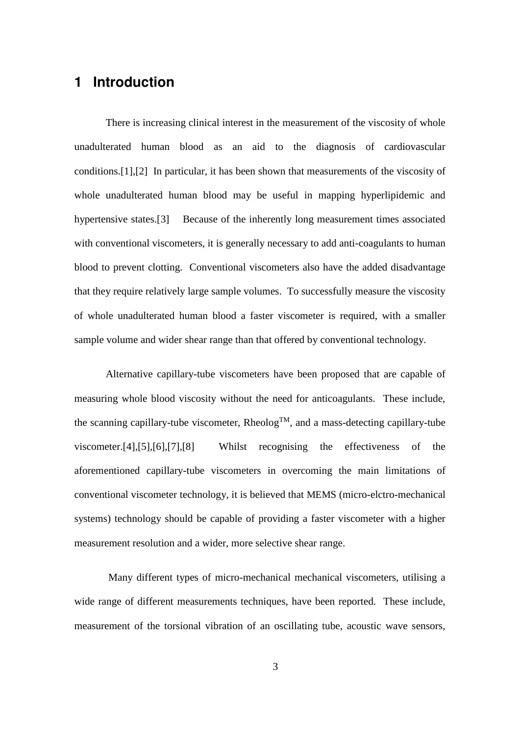# 1 Introduction

There is increasing clinical interest in the measurement of the viscosity of whole unadulterated human blood as an aid to the diagnosis of cardiovascular conditions.[1],[2] In particular, it has been shown that measurements of the viscosity of whole unadulterated human blood may be useful in mapping hyperlipidemic and hypertensive states.[3] Because of the inherently long measurement times associated with conventional viscometers, it is generally necessary to add anti-coagulants to human blood to prevent clotting. Conventional viscometers also have the added disadvantage that they require relatively large sample volumes. To successfully measure the viscosity of whole unadulterated human blood a faster viscometer is required, with a smaller sample volume and wider shear range than that offered by conventional technology.

Alternative capillary-tube viscometers have been proposed that are capable of measuring whole blood viscosity without the need for anticoagulants. These include, the scanning capillary-tube viscometer, Rheolog™, and a mass-detecting capillary-tube viscometer.[4],[5],[6],[7],[8] Whilst recognising the effectiveness of the aforementioned capillary-tube viscometers in overcoming the main limitations of conventional viscometer technology, it is believed that MEMS (micro-elctro-mechanical systems) technology should be capable of providing a faster viscometer with a higher measurement resolution and a wider, more selective shear range.

Many different types of micro-mechanical mechanical viscometers, utilising a wide range of different measurements techniques, have been reported. These include, measurement of the torsional vibration of an oscillating tube, acoustic wave sensors,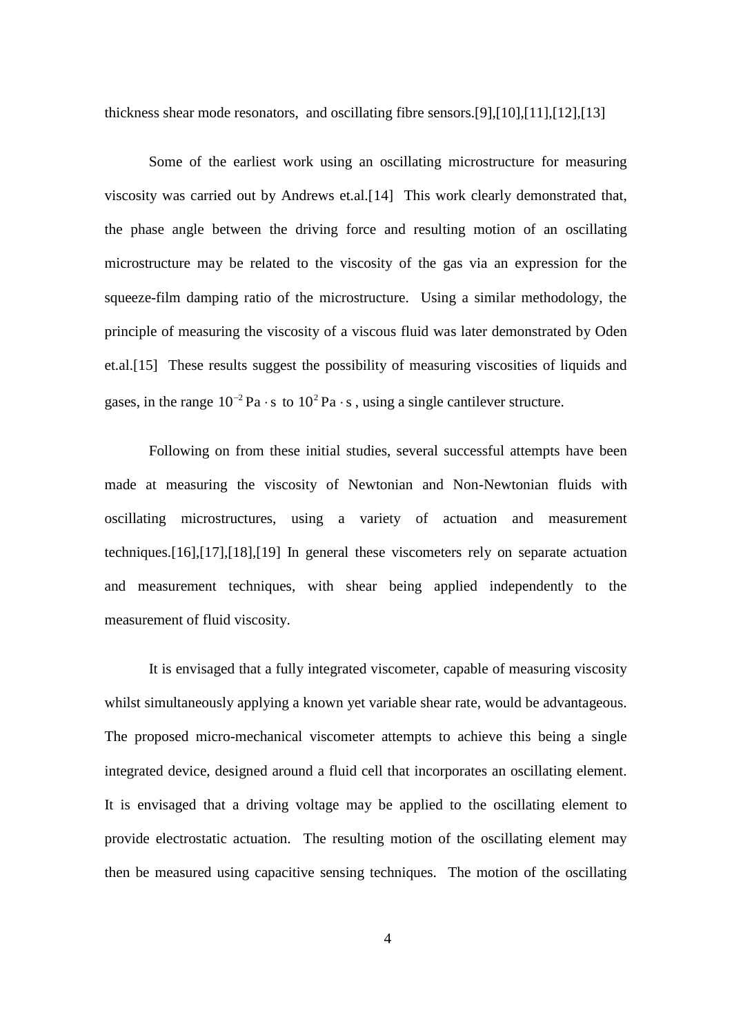thickness shear mode resonators, and oscillating fibre sensors.[9],[10],[11],[12],[13]

Some of the earliest work using an oscillating microstructure for measuring viscosity was carried out by Andrews et.al.[14] This work clearly demonstrated that, the phase angle between the driving force and resulting motion of an oscillating microstructure may be related to the viscosity of the gas via an expression for the squeeze-film damping ratio of the microstructure. Using a similar methodology, the principle of measuring the viscosity of a viscous fluid was later demonstrated by Oden et.al.[15] These results suggest the possibility of measuring viscosities of liquids and gases, in the range $10^{-2}\,\mathrm{Pa \cdot s}$ to $10^{2}\,\mathrm{Pa \cdot s}$, using a single cantilever structure.

Following on from these initial studies, several successful attempts have been made at measuring the viscosity of Newtonian and Non-Newtonian fluids with oscillating microstructures, using a variety of actuation and measurement techniques.[16],[17],[18],[19] In general these viscometers rely on separate actuation and measurement techniques, with shear being applied independently to the measurement of fluid viscosity.

It is envisaged that a fully integrated viscometer, capable of measuring viscosity whilst simultaneously applying a known yet variable shear rate, would be advantageous. The proposed micro-mechanical viscometer attempts to achieve this being a single integrated device, designed around a fluid cell that incorporates an oscillating element. It is envisaged that a driving voltage may be applied to the oscillating element to provide electrostatic actuation. The resulting motion of the oscillating element may then be measured using capacitive sensing techniques. The motion of the oscillating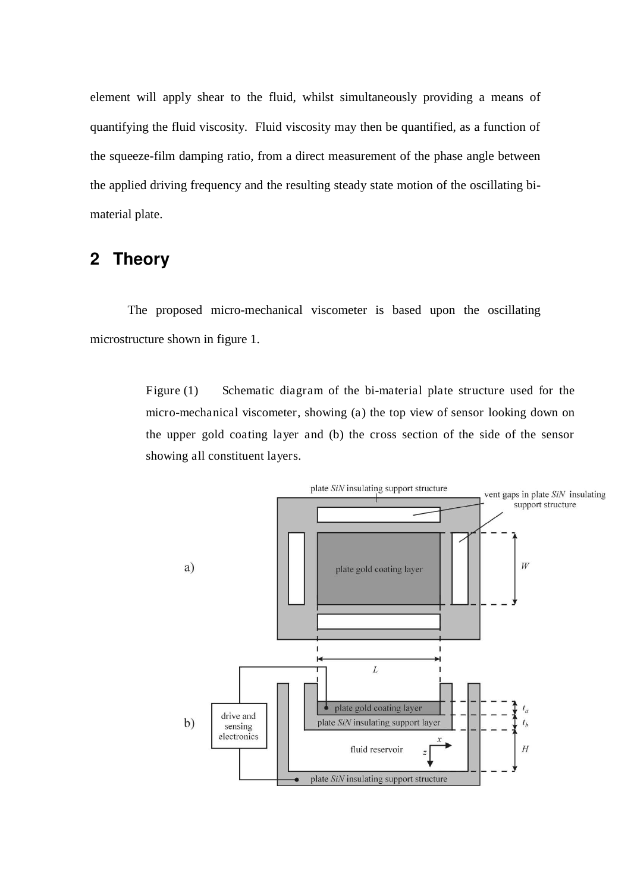element will apply shear to the fluid, whilst simultaneously providing a means of quantifying the fluid viscosity. Fluid viscosity may then be quantified, as a function of the squeeze-film damping ratio, from a direct measurement of the phase angle between the applied driving frequency and the resulting steady state motion of the oscillating bi-material plate.

## 2 Theory

The proposed micro-mechanical viscometer is based upon the oscillating microstructure shown in figure 1.

Figure (1) Schematic diagram of the bi-material plate structure used for the micro-mechanical viscometer, showing (a) the top view of sensor looking down on the upper gold coating layer and (b) the cross section of the side of the sensor showing all constituent layers.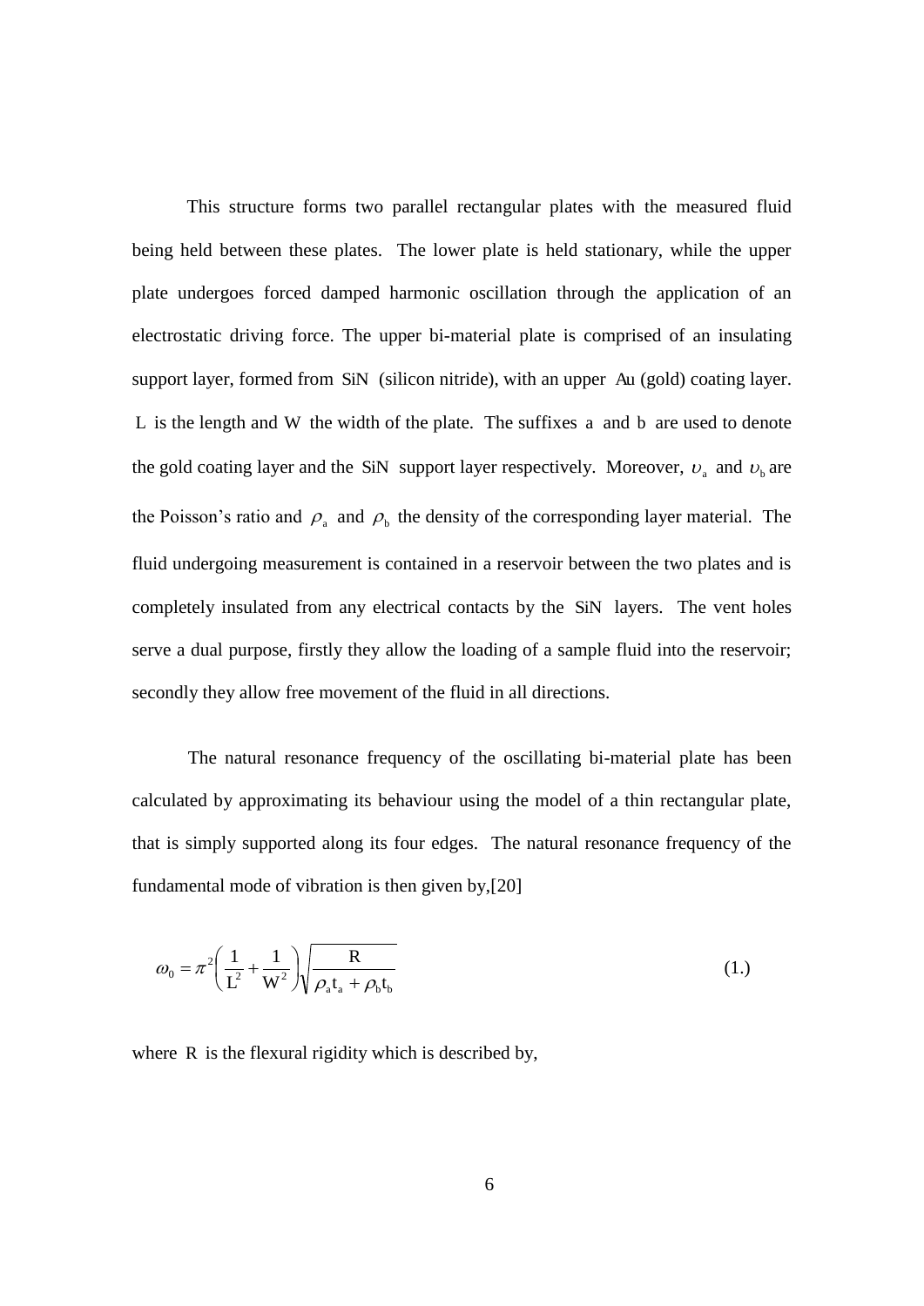This structure forms two parallel rectangular plates with the measured fluid being held between these plates. The lower plate is held stationary, while the upper plate undergoes forced damped harmonic oscillation through the application of an electrostatic driving force. The upper bi-material plate is comprised of an insulating support layer, formed from SiN (silicon nitride), with an upper Au (gold) coating layer. $L$ is the length and $W$ the width of the plate. The suffixes $a$ and $b$ are used to denote the gold coating layer and the SiN support layer respectively. Moreover, $\upsilon_a$ and $\upsilon_b$ are the Poisson's ratio and $\rho_a$ and $\rho_b$ the density of the corresponding layer material. The fluid undergoing measurement is contained in a reservoir between the two plates and is completely insulated from any electrical contacts by the SiN layers. The vent holes serve a dual purpose, firstly they allow the loading of a sample fluid into the reservoir; secondly they allow free movement of the fluid in all directions.

The natural resonance frequency of the oscillating bi-material plate has been calculated by approximating its behaviour using the model of a thin rectangular plate, that is simply supported along its four edges. The natural resonance frequency of the fundamental mode of vibration is then given by,[20]

$$\omega_0 = \pi^2 \left( \frac{1}{L^2} + \frac{1}{W^2} \right) \sqrt{\frac{R}{\rho_a t_a + \rho_b t_b}} \tag{1.}$$

where $R$ is the flexural rigidity which is described by,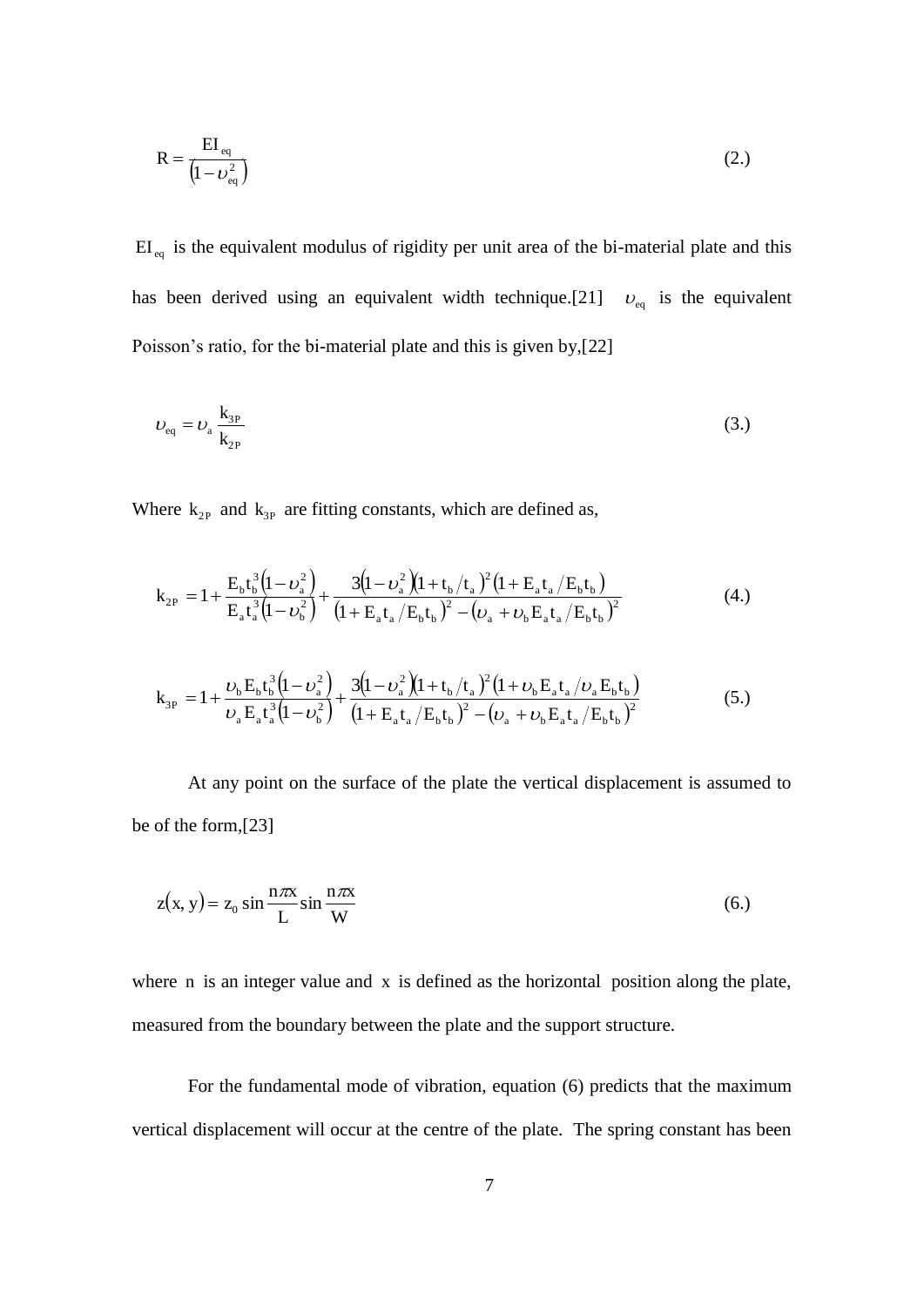$$R = \frac{EI_{eq}}{\left(1 - \upsilon_{eq}^2\right)} \tag{2.}$$

$EI_{eq}$ is the equivalent modulus of rigidity per unit area of the bi-material plate and this has been derived using an equivalent width technique.[21] $\upsilon_{eq}$ is the equivalent Poisson's ratio, for the bi-material plate and this is given by,[22]

$$\upsilon_{eq} = \upsilon_a \frac{k_{3P}}{k_{2P}} \tag{3.}$$

Where $k_{2P}$ and $k_{3P}$ are fitting constants, which are defined as,

$$k_{2P} = 1 + \frac{E_b t_b^3 \left(1 - \upsilon_a^2\right)}{E_a t_a^3 \left(1 - \upsilon_b^2\right)} + \frac{3\left(1 - \upsilon_a^2\right)\left(1 + t_b/t_a\right)^2 \left(1 + E_a t_a / E_b t_b\right)}{\left(1 + E_a t_a / E_b t_b\right)^2 - \left(\upsilon_a + \upsilon_b E_a t_a / E_b t_b\right)^2} \tag{4.}$$

$$k_{3P} = 1 + \frac{\upsilon_b E_b t_b^3 \left(1 - \upsilon_a^2\right)}{\upsilon_a E_a t_a^3 \left(1 - \upsilon_b^2\right)} + \frac{3\left(1 - \upsilon_a^2\right)\left(1 + t_b/t_a\right)^2 \left(1 + \upsilon_b E_a t_a / \upsilon_a E_b t_b\right)}{\left(1 + E_a t_a / E_b t_b\right)^2 - \left(\upsilon_a + \upsilon_b E_a t_a / E_b t_b\right)^2} \tag{5.}$$

At any point on the surface of the plate the vertical displacement is assumed to be of the form,[23]

$$z(x, y) = z_0 \sin \frac{n\pi x}{L} \sin \frac{n\pi x}{W} \tag{6.}$$

where $n$ is an integer value and $x$ is defined as the horizontal position along the plate, measured from the boundary between the plate and the support structure.

For the fundamental mode of vibration, equation (6) predicts that the maximum vertical displacement will occur at the centre of the plate. The spring constant has been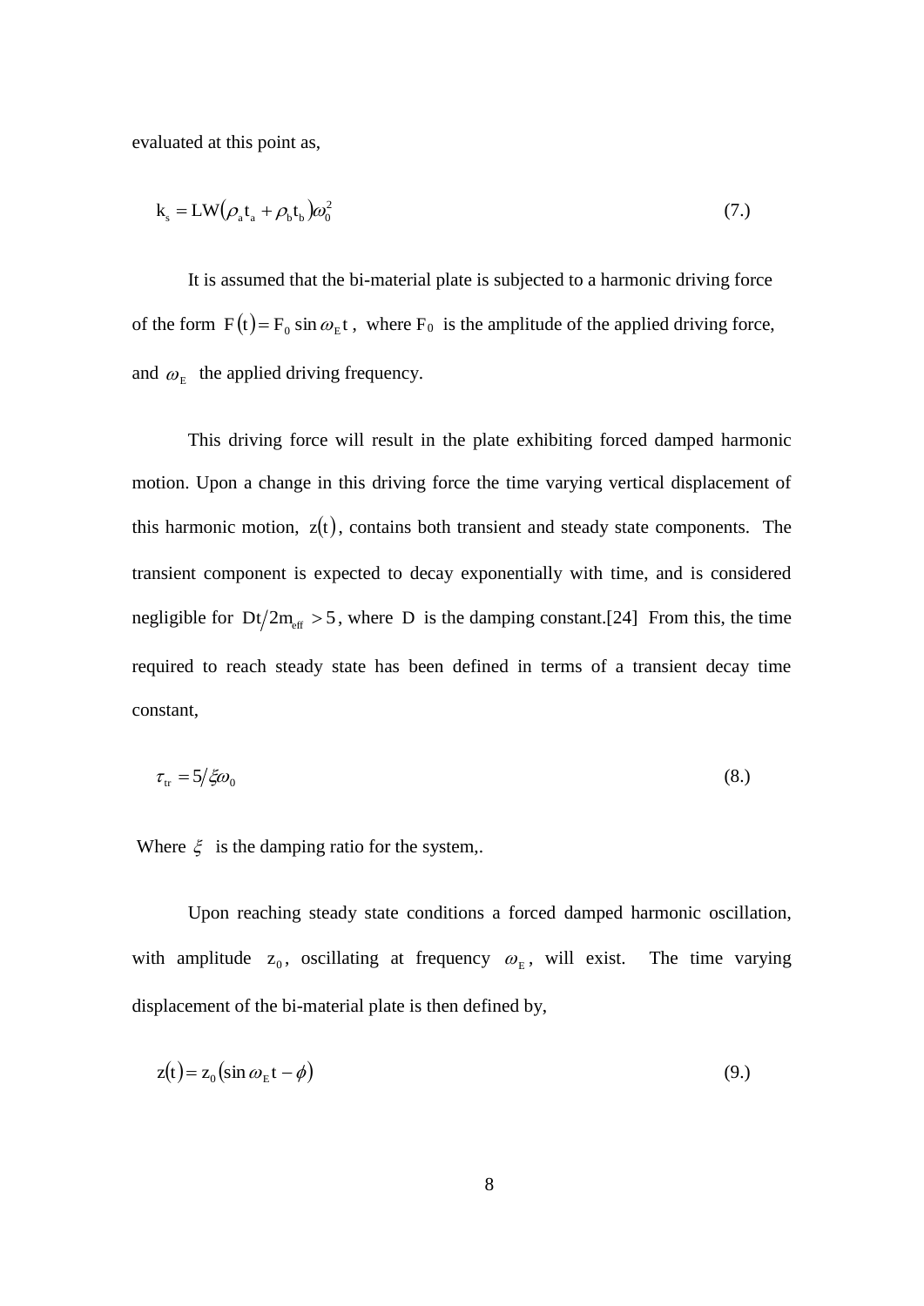evaluated at this point as,

$$k_s = LW(\rho_a t_a + \rho_b t_b)\omega_0^2 \tag{7.}$$

It is assumed that the bi-material plate is subjected to a harmonic driving force of the form $F(t) = F_0 \sin \omega_E t$, where $F_0$ is the amplitude of the applied driving force, and $\omega_E$ the applied driving frequency.

This driving force will result in the plate exhibiting forced damped harmonic motion. Upon a change in this driving force the time varying vertical displacement of this harmonic motion, $z(t)$, contains both transient and steady state components. The transient component is expected to decay exponentially with time, and is considered negligible for $Dt/2m_{eff} > 5$, where $D$ is the damping constant.[24] From this, the time required to reach steady state has been defined in terms of a transient decay time constant,

$$\tau_{tr} = 5/\xi\omega_0 \tag{8.}$$

Where $\xi$ is the damping ratio for the system,.

Upon reaching steady state conditions a forced damped harmonic oscillation, with amplitude $z_0$, oscillating at frequency $\omega_E$, will exist. The time varying displacement of the bi-material plate is then defined by,

$$z(t) = z_0(\sin \omega_E t - \phi) \tag{9.}$$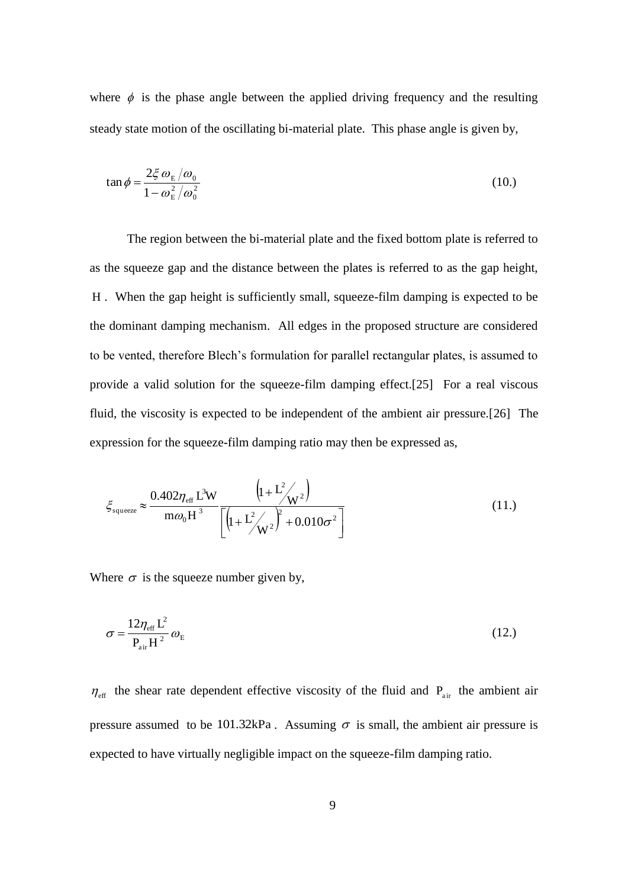where $\phi$ is the phase angle between the applied driving frequency and the resulting steady state motion of the oscillating bi-material plate. This phase angle is given by,

$$\tan\phi = \frac{2\xi\,\omega_{\mathrm{E}}/\omega_0}{1-\omega_{\mathrm{E}}^2/\omega_0^2} \tag{10.}$$

The region between the bi-material plate and the fixed bottom plate is referred to as the squeeze gap and the distance between the plates is referred to as the gap height, $\mathrm{H}$. When the gap height is sufficiently small, squeeze-film damping is expected to be the dominant damping mechanism. All edges in the proposed structure are considered to be vented, therefore Blech's formulation for parallel rectangular plates, is assumed to provide a valid solution for the squeeze-film damping effect.[25] For a real viscous fluid, the viscosity is expected to be independent of the ambient air pressure.[26] The expression for the squeeze-film damping ratio may then be expressed as,

$$\xi_{\mathrm{squeeze}} \approx \frac{0.402\eta_{\mathrm{eff}}\,\mathrm{L}^3\mathrm{W}}{\mathrm{m}\omega_0\mathrm{H}^3}\frac{\left(1+\mathrm{L}^2/\mathrm{W}^2\right)}{\left[\left(1+\mathrm{L}^2/\mathrm{W}^2\right)^2+0.010\sigma^2\right]} \tag{11.}$$

Where $\sigma$ is the squeeze number given by,

$$\sigma = \frac{12\eta_{\mathrm{eff}}\,\mathrm{L}^2}{\mathrm{P}_{\mathrm{air}}\mathrm{H}^2}\omega_{\mathrm{E}} \tag{12.}$$

$\eta_{\mathrm{eff}}$ the shear rate dependent effective viscosity of the fluid and $\mathrm{P}_{\mathrm{air}}$ the ambient air pressure assumed to be $101.32\mathrm{kPa}$. Assuming $\sigma$ is small, the ambient air pressure is expected to have virtually negligible impact on the squeeze-film damping ratio.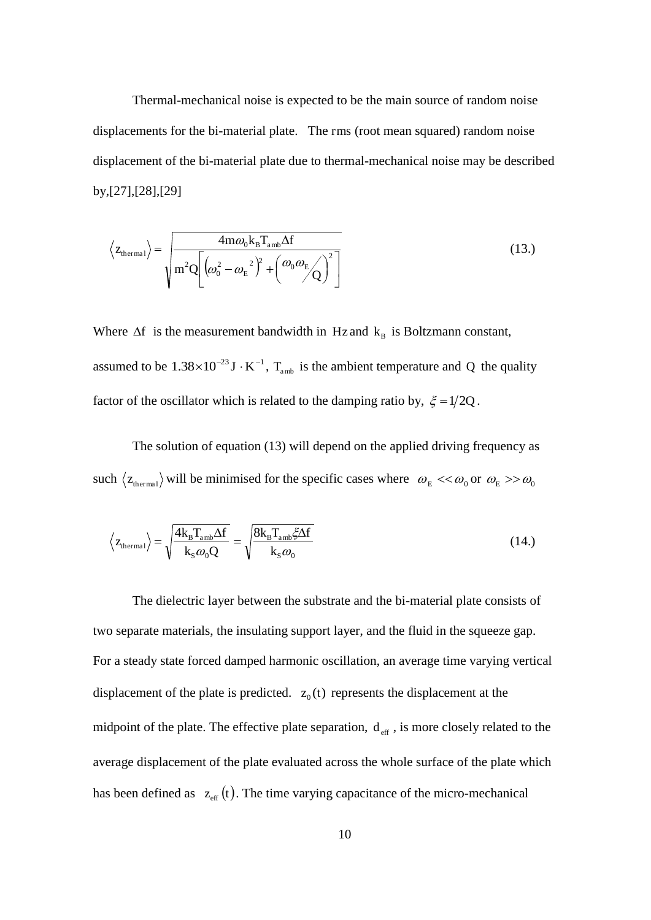Thermal-mechanical noise is expected to be the main source of random noise displacements for the bi-material plate. The rms (root mean squared) random noise displacement of the bi-material plate due to thermal-mechanical noise may be described by,[27],[28],[29]

$$\langle z_{thermal} \rangle = \sqrt{\frac{4m\omega_0 k_B T_{amb} \Delta f}{m^2 Q \left[ \left( \omega_0^2 - \omega_E^{\ 2} \right)^2 + \left( \omega_0 \omega_E \big/ Q \right)^2 \right]}} \tag{13.}$$

Where $\Delta f$ is the measurement bandwidth in Hz and $k_B$ is Boltzmann constant, assumed to be $1.38 \times 10^{-23}\,\mathrm{J \cdot K^{-1}}$, $T_{amb}$ is the ambient temperature and $Q$ the quality factor of the oscillator which is related to the damping ratio by, $\xi = 1/2Q$.

The solution of equation (13) will depend on the applied driving frequency as such $\langle z_{thermal} \rangle$ will be minimised for the specific cases where $\omega_E << \omega_0$ or $\omega_E >> \omega_0$

$$\langle z_{thermal} \rangle = \sqrt{\frac{4k_B T_{amb} \Delta f}{k_S \omega_0 Q}} = \sqrt{\frac{8k_B T_{amb} \xi \Delta f}{k_S \omega_0}} \tag{14.}$$

The dielectric layer between the substrate and the bi-material plate consists of two separate materials, the insulating support layer, and the fluid in the squeeze gap. For a steady state forced damped harmonic oscillation, an average time varying vertical displacement of the plate is predicted. $z_0(t)$ represents the displacement at the midpoint of the plate. The effective plate separation, $d_{eff}$, is more closely related to the average displacement of the plate evaluated across the whole surface of the plate which has been defined as $z_{eff}(t)$. The time varying capacitance of the micro-mechanical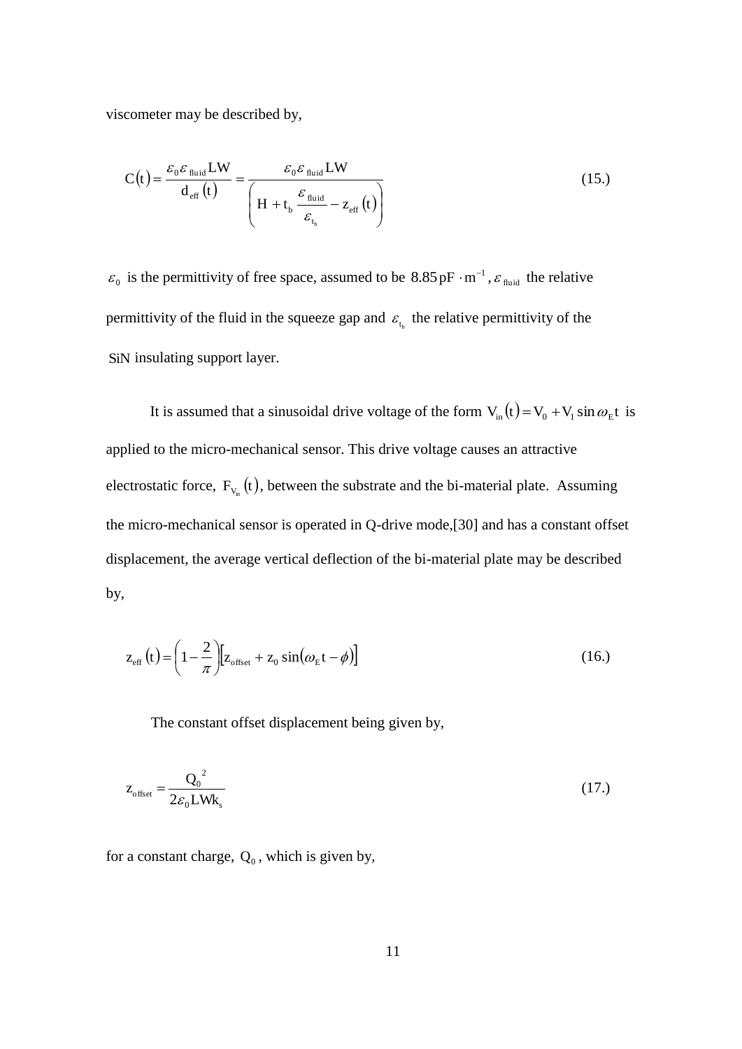viscometer may be described by,

$$C(t) = \frac{\varepsilon_0 \varepsilon_{\text{fluid}} LW}{d_{\text{eff}}(t)} = \frac{\varepsilon_0 \varepsilon_{\text{fluid}} LW}{\left( H + t_b \dfrac{\varepsilon_{\text{fluid}}}{\varepsilon_{t_b}} - z_{\text{eff}}(t) \right)} \tag{15.}$$

$\varepsilon_0$ is the permittivity of free space, assumed to be $8.85\,\text{pF} \cdot \text{m}^{-1}$, $\varepsilon_{\text{fluid}}$ the relative permittivity of the fluid in the squeeze gap and $\varepsilon_{t_b}$ the relative permittivity of the SiN insulating support layer.

It is assumed that a sinusoidal drive voltage of the form $V_{in}(t) = V_0 + V_1 \sin \omega_E t$ is applied to the micro-mechanical sensor. This drive voltage causes an attractive electrostatic force, $F_{V_{in}}(t)$, between the substrate and the bi-material plate. Assuming the micro-mechanical sensor is operated in Q-drive mode,[30] and has a constant offset displacement, the average vertical deflection of the bi-material plate may be described by,

$$z_{\text{eff}}(t) = \left(1 - \frac{2}{\pi}\right)\left[z_{\text{offset}} + z_0 \sin(\omega_E t - \phi)\right] \tag{16.}$$

The constant offset displacement being given by,

$$z_{\text{offset}} = \frac{Q_0^{\,2}}{2\varepsilon_0 LWk_s} \tag{17.}$$

for a constant charge, $Q_0$, which is given by,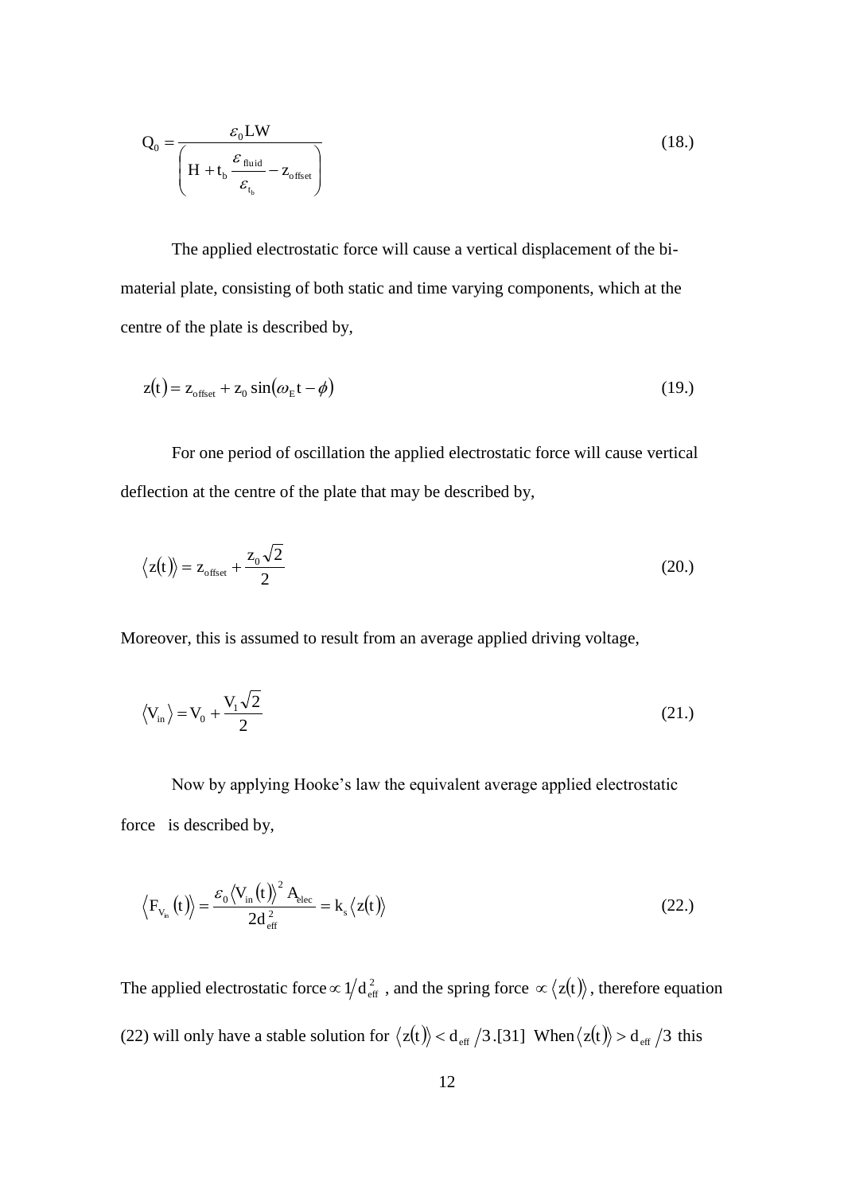$$Q_0 = \frac{\varepsilon_0 LW}{\left( H + t_b \dfrac{\varepsilon_{\text{fluid}}}{\varepsilon_{t_b}} - z_{\text{offset}} \right)} \tag{18.}$$

The applied electrostatic force will cause a vertical displacement of the bi-material plate, consisting of both static and time varying components, which at the centre of the plate is described by,

$$z(t) = z_{\text{offset}} + z_0 \sin(\omega_E t - \phi) \tag{19.}$$

For one period of oscillation the applied electrostatic force will cause vertical deflection at the centre of the plate that may be described by,

$$\langle z(t) \rangle = z_{\text{offset}} + \frac{z_0 \sqrt{2}}{2} \tag{20.}$$

Moreover, this is assumed to result from an average applied driving voltage,

$$\langle V_{\text{in}} \rangle = V_0 + \frac{V_1 \sqrt{2}}{2} \tag{21.}$$

Now by applying Hooke's law the equivalent average applied electrostatic force is described by,

$$\langle F_{V_{\text{in}}}(t) \rangle = \frac{\varepsilon_0 \langle V_{\text{in}}(t) \rangle^2 A_{\text{elec}}}{2 d_{\text{eff}}^2} = k_s \langle z(t) \rangle \tag{22.}$$

The applied electrostatic force $\propto 1/d_{\text{eff}}^2$ , and the spring force $\propto \langle z(t) \rangle$, therefore equation (22) will only have a stable solution for $\langle z(t) \rangle < d_{\text{eff}}/3$.[31] When $\langle z(t) \rangle > d_{\text{eff}}/3$ this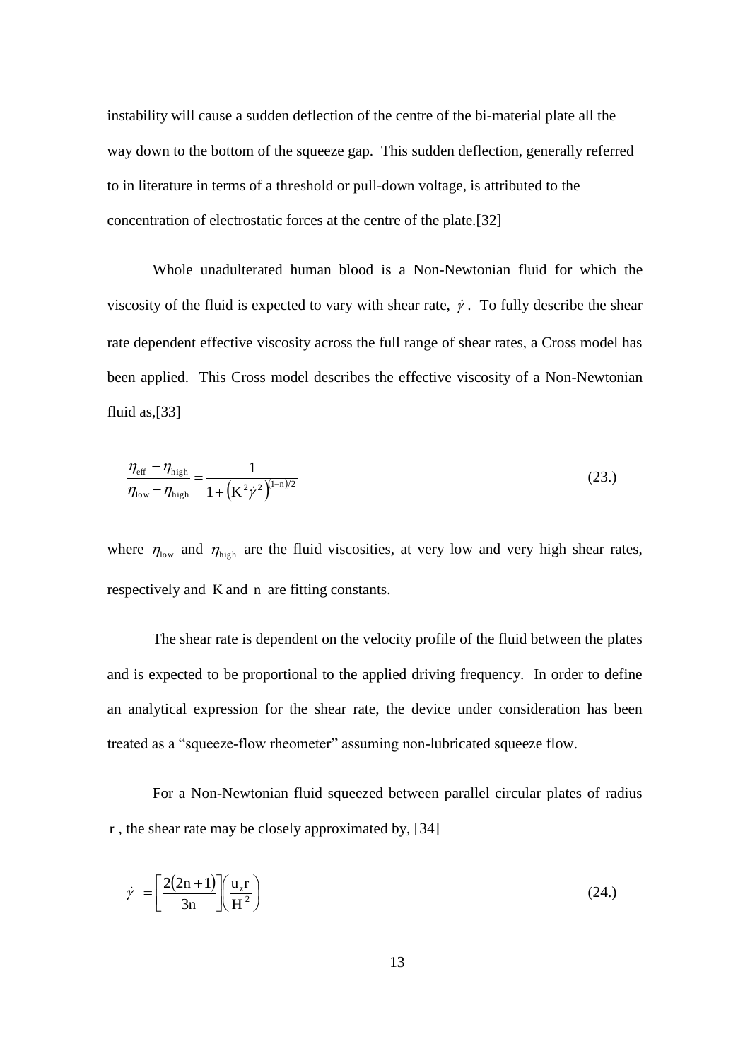instability will cause a sudden deflection of the centre of the bi-material plate all the way down to the bottom of the squeeze gap. This sudden deflection, generally referred to in literature in terms of a threshold or pull-down voltage, is attributed to the concentration of electrostatic forces at the centre of the plate.[32]

Whole unadulterated human blood is a Non-Newtonian fluid for which the viscosity of the fluid is expected to vary with shear rate, $\dot{\gamma}$. To fully describe the shear rate dependent effective viscosity across the full range of shear rates, a Cross model has been applied. This Cross model describes the effective viscosity of a Non-Newtonian fluid as,[33]

$$\frac{\eta_{\text{eff}} - \eta_{\text{high}}}{\eta_{\text{low}} - \eta_{\text{high}}} = \frac{1}{1 + \left(\mathrm{K}^2 \dot{\gamma}^2\right)^{(1-\mathrm{n})/2}} \tag{23.}$$

where $\eta_{\text{low}}$ and $\eta_{\text{high}}$ are the fluid viscosities, at very low and very high shear rates, respectively and $\mathrm{K}$ and $\mathrm{n}$ are fitting constants.

The shear rate is dependent on the velocity profile of the fluid between the plates and is expected to be proportional to the applied driving frequency. In order to define an analytical expression for the shear rate, the device under consideration has been treated as a "squeeze-flow rheometer" assuming non-lubricated squeeze flow.

For a Non-Newtonian fluid squeezed between parallel circular plates of radius $\mathrm{r}$, the shear rate may be closely approximated by, [34]

$$\dot{\gamma} = \left[\frac{2(2\mathrm{n}+1)}{3\mathrm{n}}\right]\left(\frac{\mathrm{u}_z \mathrm{r}}{\mathrm{H}^2}\right) \tag{24.}$$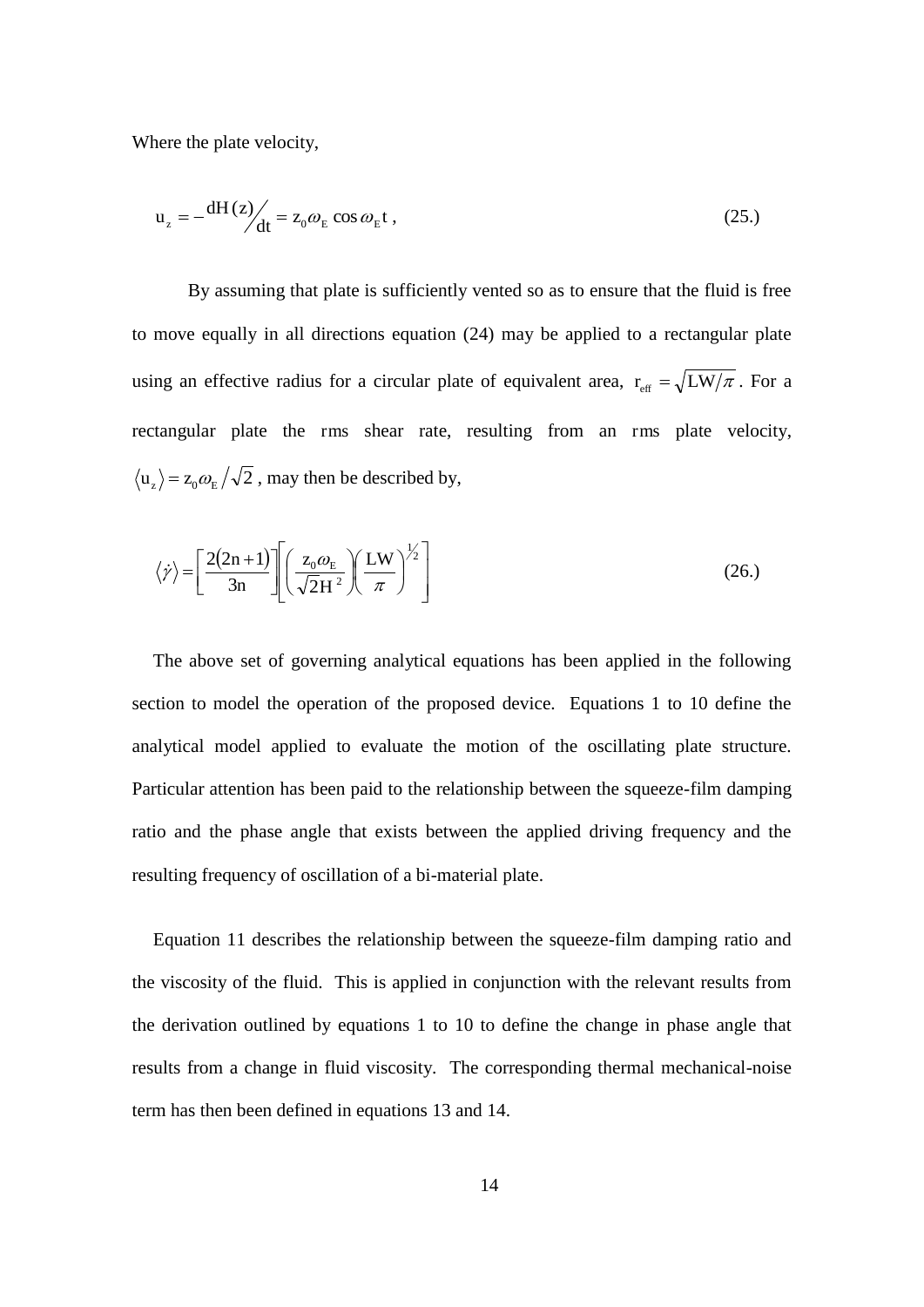Where the plate velocity,

$$u_z = -\,{}^{dH(z)}\!\big/_{dt} = z_0 \omega_E \cos \omega_E t\,, \tag{25.}$$

By assuming that plate is sufficiently vented so as to ensure that the fluid is free to move equally in all directions equation (24) may be applied to a rectangular plate using an effective radius for a circular plate of equivalent area, $r_{eff} = \sqrt{LW/\pi}$. For a rectangular plate the rms shear rate, resulting from an rms plate velocity, $\langle u_z \rangle = z_0 \omega_E / \sqrt{2}$, may then be described by,

$$\langle \dot{\gamma} \rangle = \left[ \frac{2(2n+1)}{3n} \right] \left[ \left( \frac{z_0 \omega_E}{\sqrt{2} H^2} \right) \left( \frac{LW}{\pi} \right)^{\frac{1}{2}} \right] \tag{26.}$$

The above set of governing analytical equations has been applied in the following section to model the operation of the proposed device. Equations 1 to 10 define the analytical model applied to evaluate the motion of the oscillating plate structure. Particular attention has been paid to the relationship between the squeeze-film damping ratio and the phase angle that exists between the applied driving frequency and the resulting frequency of oscillation of a bi-material plate.

Equation 11 describes the relationship between the squeeze-film damping ratio and the viscosity of the fluid. This is applied in conjunction with the relevant results from the derivation outlined by equations 1 to 10 to define the change in phase angle that results from a change in fluid viscosity. The corresponding thermal mechanical-noise term has then been defined in equations 13 and 14.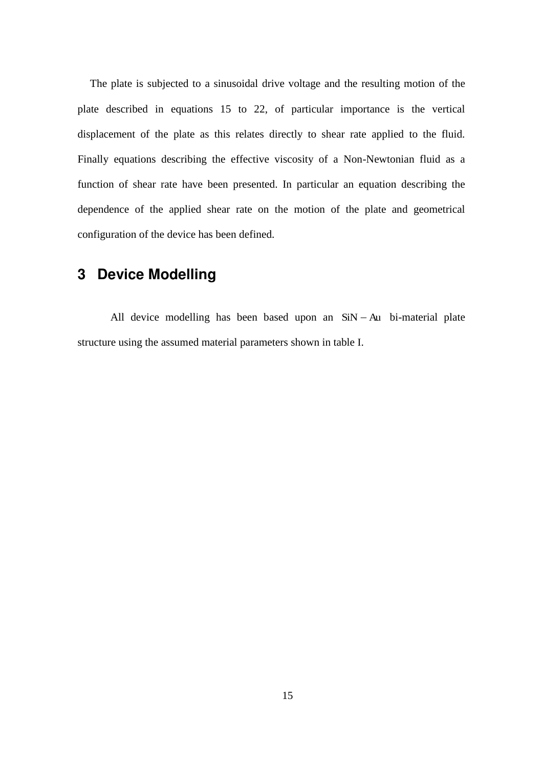The plate is subjected to a sinusoidal drive voltage and the resulting motion of the plate described in equations 15 to 22, of particular importance is the vertical displacement of the plate as this relates directly to shear rate applied to the fluid. Finally equations describing the effective viscosity of a Non-Newtonian fluid as a function of shear rate have been presented. In particular an equation describing the dependence of the applied shear rate on the motion of the plate and geometrical configuration of the device has been defined.

## 3 Device Modelling

All device modelling has been based upon an $\mathrm{SiN-Au}$ bi-material plate structure using the assumed material parameters shown in table I.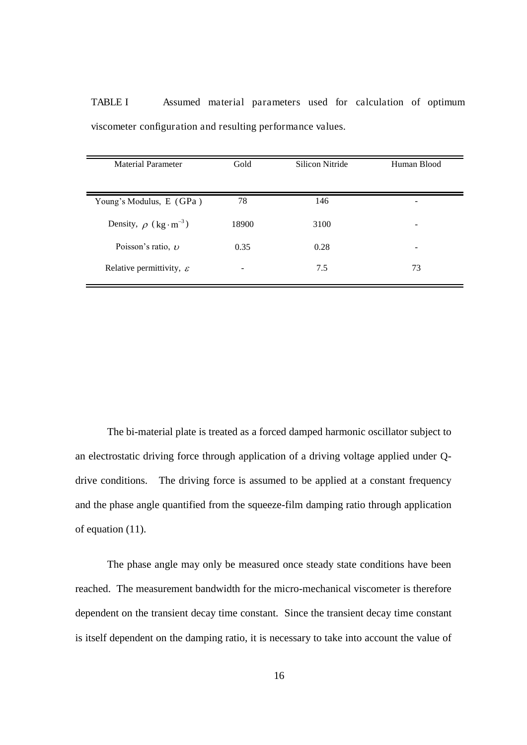TABLE I Assumed material parameters used for calculation of optimum viscometer configuration and resulting performance values.

| Material Parameter | Gold | Silicon Nitride | Human Blood |
|---|---|---|---|
| Young's Modulus, E (GPa) | 78 | 146 | - |
| Density, $\rho$ ($\mathrm{kg \cdot m^{-3}}$) | 18900 | 3100 | - |
| Poisson's ratio, $\upsilon$ | 0.35 | 0.28 | - |
| Relative permittivity, $\varepsilon$ | - | 7.5 | 73 |

The bi-material plate is treated as a forced damped harmonic oscillator subject to an electrostatic driving force through application of a driving voltage applied under Q-drive conditions. The driving force is assumed to be applied at a constant frequency and the phase angle quantified from the squeeze-film damping ratio through application of equation (11).

The phase angle may only be measured once steady state conditions have been reached. The measurement bandwidth for the micro-mechanical viscometer is therefore dependent on the transient decay time constant. Since the transient decay time constant is itself dependent on the damping ratio, it is necessary to take into account the value of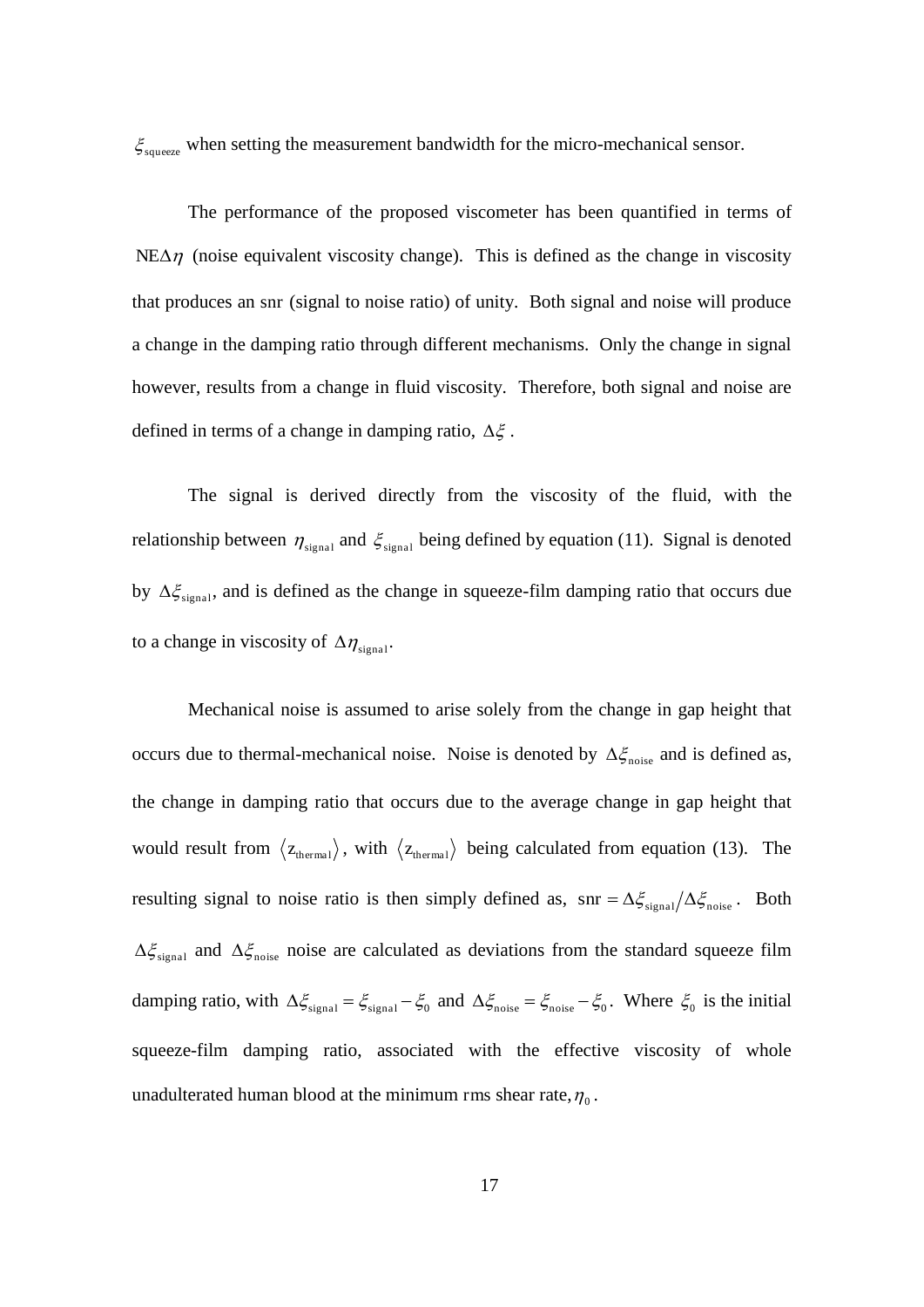$\xi_{\text{squeeze}}$ when setting the measurement bandwidth for the micro-mechanical sensor.

The performance of the proposed viscometer has been quantified in terms of $\text{NE}\Delta\eta$ (noise equivalent viscosity change). This is defined as the change in viscosity that produces an snr (signal to noise ratio) of unity. Both signal and noise will produce a change in the damping ratio through different mechanisms. Only the change in signal however, results from a change in fluid viscosity. Therefore, both signal and noise are defined in terms of a change in damping ratio, $\Delta\xi$.

The signal is derived directly from the viscosity of the fluid, with the relationship between $\eta_{\text{signal}}$ and $\xi_{\text{signal}}$ being defined by equation (11). Signal is denoted by $\Delta\xi_{\text{signal}}$, and is defined as the change in squeeze-film damping ratio that occurs due to a change in viscosity of $\Delta\eta_{\text{signal}}$.

Mechanical noise is assumed to arise solely from the change in gap height that occurs due to thermal-mechanical noise. Noise is denoted by $\Delta\xi_{\text{noise}}$ and is defined as, the change in damping ratio that occurs due to the average change in gap height that would result from $\langle z_{\text{thermal}} \rangle$, with $\langle z_{\text{thermal}} \rangle$ being calculated from equation (13). The resulting signal to noise ratio is then simply defined as, $\text{snr} = \Delta\xi_{\text{signal}} / \Delta\xi_{\text{noise}}$. Both $\Delta\xi_{\text{signal}}$ and $\Delta\xi_{\text{noise}}$ noise are calculated as deviations from the standard squeeze film damping ratio, with $\Delta\xi_{\text{signal}} = \xi_{\text{signal}} - \xi_0$ and $\Delta\xi_{\text{noise}} = \xi_{\text{noise}} - \xi_0$. Where $\xi_0$ is the initial squeeze-film damping ratio, associated with the effective viscosity of whole unadulterated human blood at the minimum rms shear rate, $\eta_0$.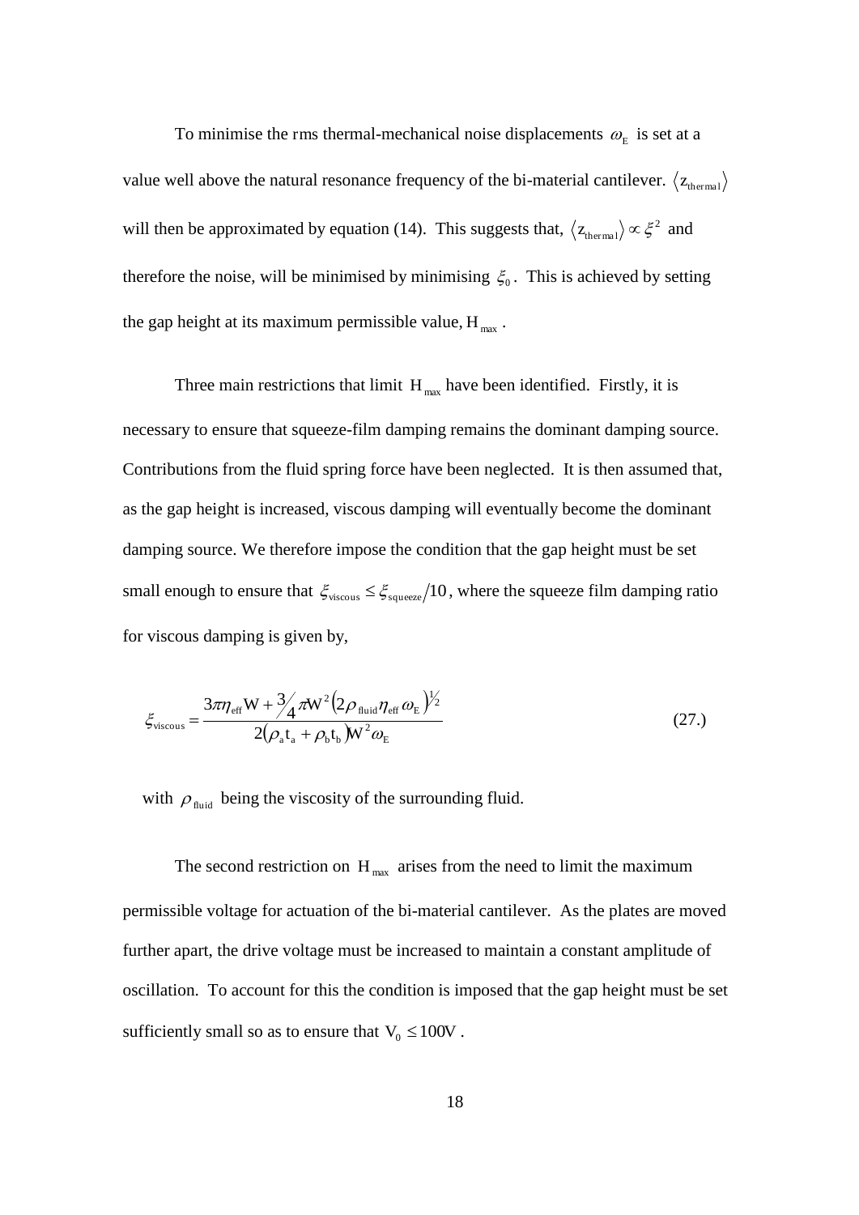To minimise the rms thermal-mechanical noise displacements $\omega_E$ is set at a value well above the natural resonance frequency of the bi-material cantilever. $\langle z_{thermal} \rangle$ will then be approximated by equation (14). This suggests that, $\langle z_{thermal} \rangle \propto \xi^2$ and therefore the noise, will be minimised by minimising $\xi_0$. This is achieved by setting the gap height at its maximum permissible value, $H_{max}$.

Three main restrictions that limit $H_{max}$ have been identified. Firstly, it is necessary to ensure that squeeze-film damping remains the dominant damping source. Contributions from the fluid spring force have been neglected. It is then assumed that, as the gap height is increased, viscous damping will eventually become the dominant damping source. We therefore impose the condition that the gap height must be set small enough to ensure that $\xi_{viscous} \leq \xi_{squeeze}/10$, where the squeeze film damping ratio for viscous damping is given by,

$$\xi_{viscous} = \frac{3\pi\eta_{eff}W + \frac{3}{4}\pi W^2 \left(2\rho_{fluid}\eta_{eff}\omega_E\right)^{\frac{1}{2}}}{2\left(\rho_a t_a + \rho_b t_b\right)W^2\omega_E} \tag{27.}$$

with $\rho_{fluid}$ being the viscosity of the surrounding fluid.

The second restriction on $H_{max}$ arises from the need to limit the maximum permissible voltage for actuation of the bi-material cantilever. As the plates are moved further apart, the drive voltage must be increased to maintain a constant amplitude of oscillation. To account for this the condition is imposed that the gap height must be set sufficiently small so as to ensure that $V_0 \leq 100\text{V}$.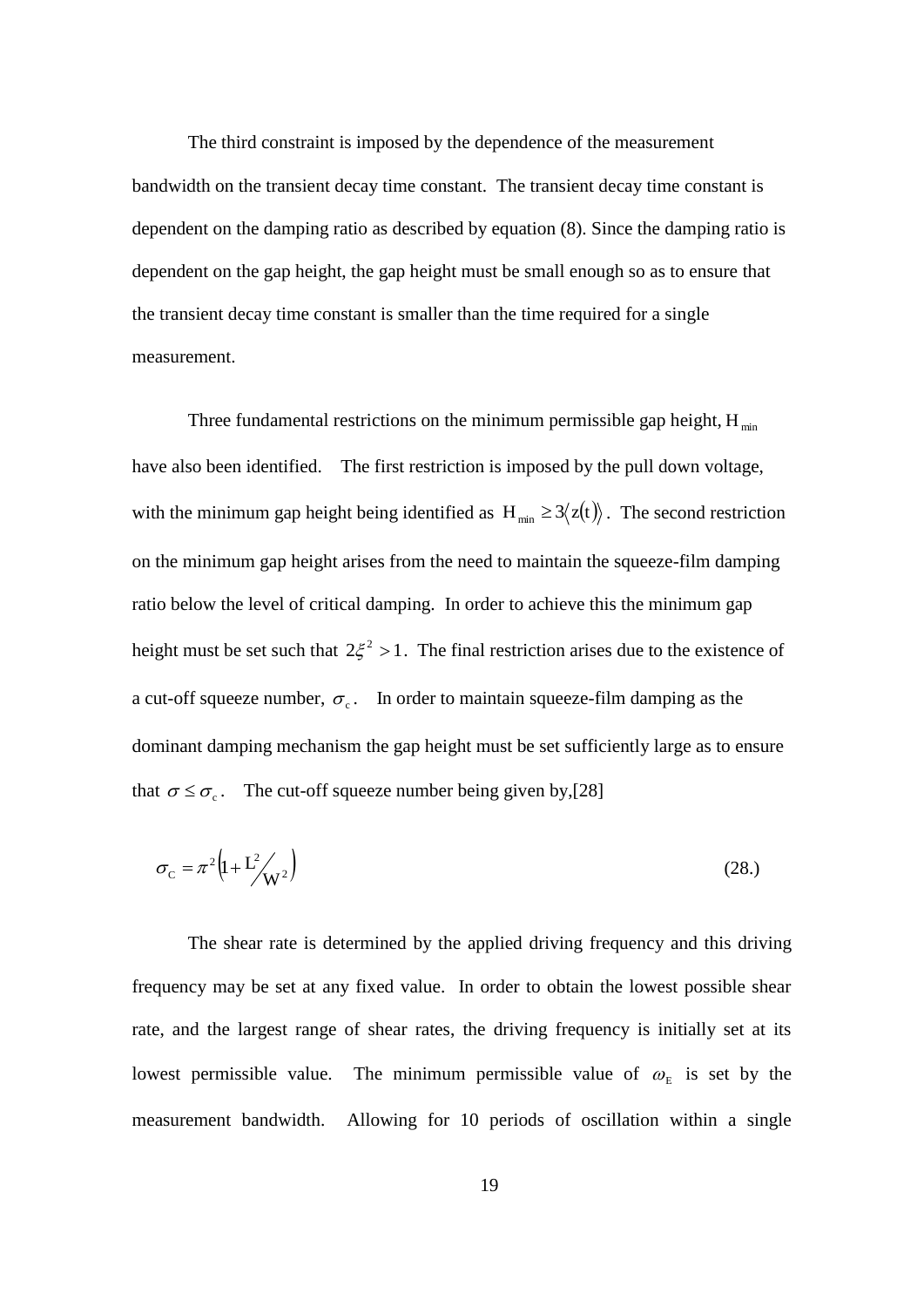The third constraint is imposed by the dependence of the measurement bandwidth on the transient decay time constant. The transient decay time constant is dependent on the damping ratio as described by equation (8). Since the damping ratio is dependent on the gap height, the gap height must be small enough so as to ensure that the transient decay time constant is smaller than the time required for a single measurement.

Three fundamental restrictions on the minimum permissible gap height, $H_{min}$ have also been identified. The first restriction is imposed by the pull down voltage, with the minimum gap height being identified as $H_{min} \geq 3\langle z(t)\rangle$. The second restriction on the minimum gap height arises from the need to maintain the squeeze-film damping ratio below the level of critical damping. In order to achieve this the minimum gap height must be set such that $2\xi^2 > 1$. The final restriction arises due to the existence of a cut-off squeeze number, $\sigma_c$. In order to maintain squeeze-film damping as the dominant damping mechanism the gap height must be set sufficiently large as to ensure that $\sigma \leq \sigma_c$. The cut-off squeeze number being given by,[28]

$$\sigma_C = \pi^2\left(1 + L^2 / W^2\right) \tag{28.}$$

The shear rate is determined by the applied driving frequency and this driving frequency may be set at any fixed value. In order to obtain the lowest possible shear rate, and the largest range of shear rates, the driving frequency is initially set at its lowest permissible value. The minimum permissible value of $\omega_E$ is set by the measurement bandwidth. Allowing for 10 periods of oscillation within a single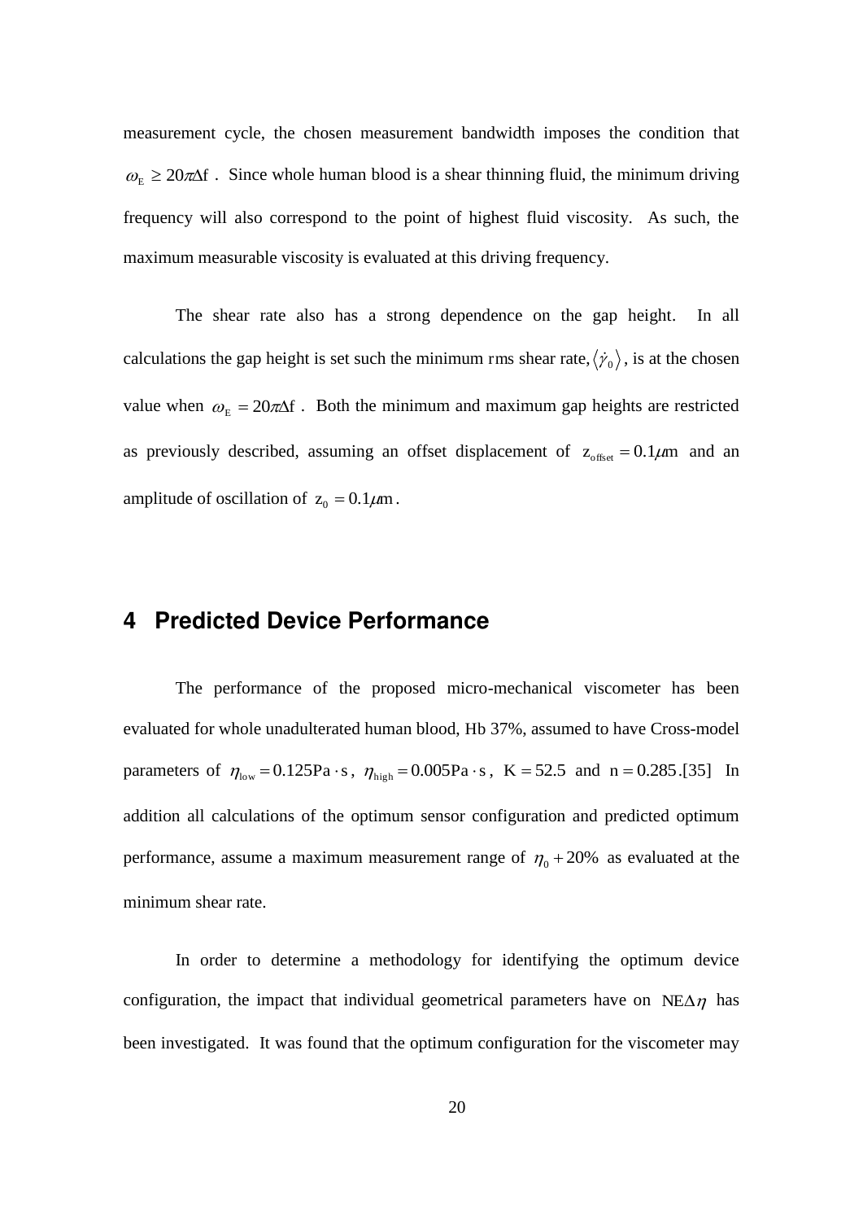measurement cycle, the chosen measurement bandwidth imposes the condition that $\omega_{E} \geq 20\pi\Delta f$. Since whole human blood is a shear thinning fluid, the minimum driving frequency will also correspond to the point of highest fluid viscosity. As such, the maximum measurable viscosity is evaluated at this driving frequency.

The shear rate also has a strong dependence on the gap height. In all calculations the gap height is set such the minimum rms shear rate, $\langle\dot{\gamma}_0\rangle$, is at the chosen value when $\omega_{E} = 20\pi\Delta f$. Both the minimum and maximum gap heights are restricted as previously described, assuming an offset displacement of $z_{offset} = 0.1\mu m$ and an amplitude of oscillation of $z_0 = 0.1\mu m$.

# 4 Predicted Device Performance

The performance of the proposed micro-mechanical viscometer has been evaluated for whole unadulterated human blood, Hb 37%, assumed to have Cross-model parameters of $\eta_{low} = 0.125 Pa \cdot s$, $\eta_{high} = 0.005 Pa \cdot s$, $K = 52.5$ and $n = 0.285$.[35] In addition all calculations of the optimum sensor configuration and predicted optimum performance, assume a maximum measurement range of $\eta_0 + 20\%$ as evaluated at the minimum shear rate.

In order to determine a methodology for identifying the optimum device configuration, the impact that individual geometrical parameters have on $NE\Delta\eta$ has been investigated. It was found that the optimum configuration for the viscometer may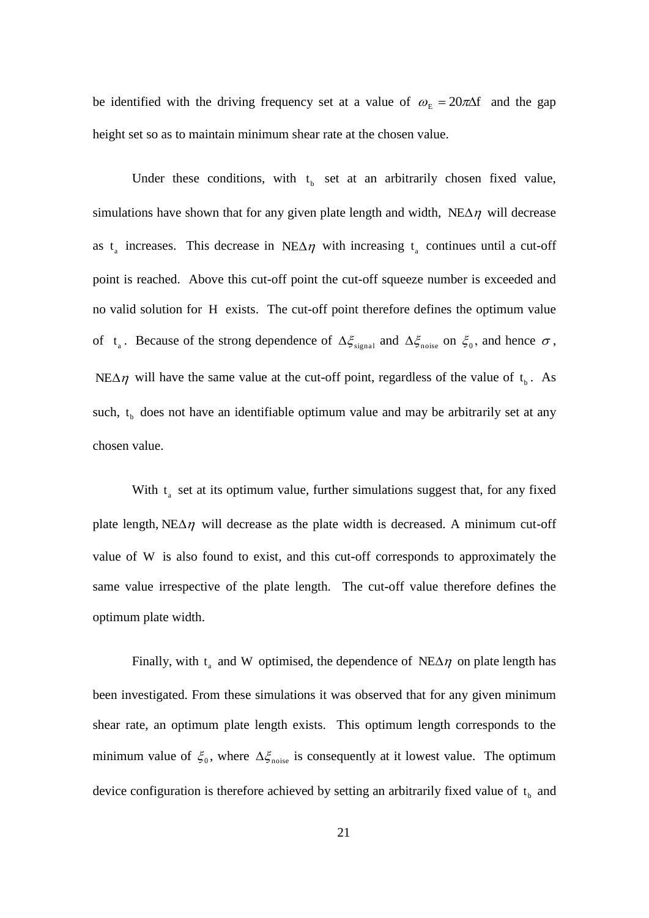be identified with the driving frequency set at a value of $\omega_{\mathrm{E}} = 20\pi\Delta\mathrm{f}$ and the gap height set so as to maintain minimum shear rate at the chosen value.

Under these conditions, with $\mathrm{t_b}$ set at an arbitrarily chosen fixed value, simulations have shown that for any given plate length and width, $\mathrm{NE}\Delta\eta$ will decrease as $\mathrm{t_a}$ increases. This decrease in $\mathrm{NE}\Delta\eta$ with increasing $\mathrm{t_a}$ continues until a cut-off point is reached. Above this cut-off point the cut-off squeeze number is exceeded and no valid solution for $\mathrm{H}$ exists. The cut-off point therefore defines the optimum value of $\mathrm{t_a}$. Because of the strong dependence of $\Delta\xi_{\mathrm{signal}}$ and $\Delta\xi_{\mathrm{noise}}$ on $\xi_0$, and hence $\sigma$, $\mathrm{NE}\Delta\eta$ will have the same value at the cut-off point, regardless of the value of $\mathrm{t_b}$. As such, $\mathrm{t_b}$ does not have an identifiable optimum value and may be arbitrarily set at any chosen value.

With $\mathrm{t_a}$ set at its optimum value, further simulations suggest that, for any fixed plate length, $\mathrm{NE}\Delta\eta$ will decrease as the plate width is decreased. A minimum cut-off value of $\mathrm{W}$ is also found to exist, and this cut-off corresponds to approximately the same value irrespective of the plate length. The cut-off value therefore defines the optimum plate width.

Finally, with $\mathrm{t_a}$ and $\mathrm{W}$ optimised, the dependence of $\mathrm{NE}\Delta\eta$ on plate length has been investigated. From these simulations it was observed that for any given minimum shear rate, an optimum plate length exists. This optimum length corresponds to the minimum value of $\xi_0$, where $\Delta\xi_{\mathrm{noise}}$ is consequently at it lowest value. The optimum device configuration is therefore achieved by setting an arbitrarily fixed value of $\mathrm{t_b}$ and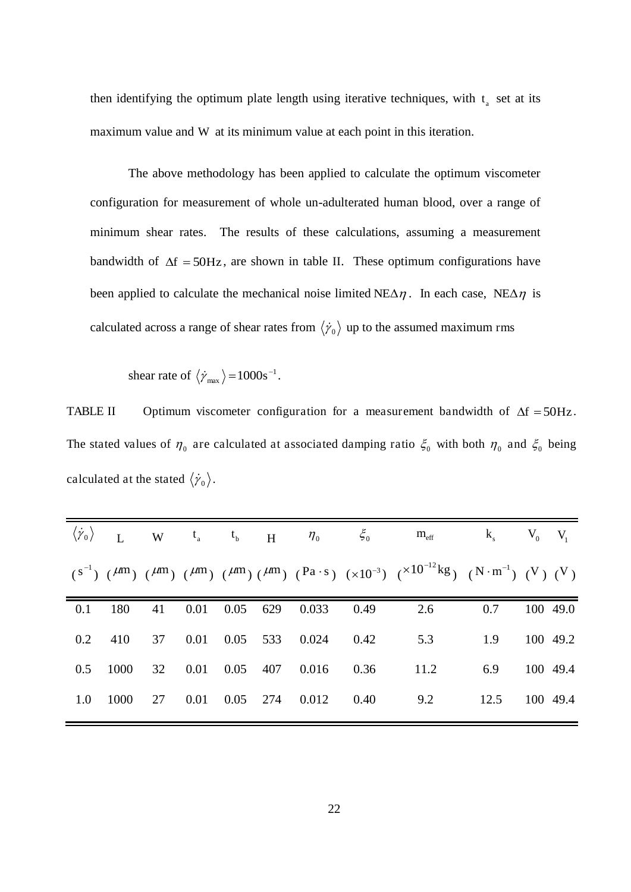then identifying the optimum plate length using iterative techniques, with $t_a$ set at its maximum value and $W$ at its minimum value at each point in this iteration.

The above methodology has been applied to calculate the optimum viscometer configuration for measurement of whole un-adulterated human blood, over a range of minimum shear rates. The results of these calculations, assuming a measurement bandwidth of $\Delta f = 50\text{Hz}$, are shown in table II. These optimum configurations have been applied to calculate the mechanical noise limited $\text{NE}\Delta\eta$. In each case, $\text{NE}\Delta\eta$ is calculated across a range of shear rates from $\langle\dot{\gamma}_0\rangle$ up to the assumed maximum rms shear rate of $\langle\dot{\gamma}_{max}\rangle = 1000\text{s}^{-1}$.

TABLE II Optimum viscometer configuration for a measurement bandwidth of $\Delta f = 50\text{Hz}$. The stated values of $\eta_0$ are calculated at associated damping ratio $\xi_0$ with both $\eta_0$ and $\xi_0$ being calculated at the stated $\langle\dot{\gamma}_0\rangle$.

| $\langle\dot{\gamma}_0\rangle$ ($\text{s}^{-1}$) | $L$ ($\mu$m) | $W$ ($\mu$m) | $t_a$ ($\mu$m) | $t_b$ ($\mu$m) | $H$ ($\mu$m) | $\eta_0$ ($\text{Pa}\cdot\text{s}$) | $\xi_0$ ($\times 10^{-3}$) | $m_{eff}$ ($\times 10^{-12}\text{kg}$) | $k_s$ ($\text{N}\cdot\text{m}^{-1}$) | $V_0$ (V) | $V_1$ (V) |
|---|---|---|---|---|---|---|---|---|---|---|---|
| 0.1 | 180 | 41 | 0.01 | 0.05 | 629 | 0.033 | 0.49 | 2.6 | 0.7 | 100 | 49.0 |
| 0.2 | 410 | 37 | 0.01 | 0.05 | 533 | 0.024 | 0.42 | 5.3 | 1.9 | 100 | 49.2 |
| 0.5 | 1000 | 32 | 0.01 | 0.05 | 407 | 0.016 | 0.36 | 11.2 | 6.9 | 100 | 49.4 |
| 1.0 | 1000 | 27 | 0.01 | 0.05 | 274 | 0.012 | 0.40 | 9.2 | 12.5 | 100 | 49.4 |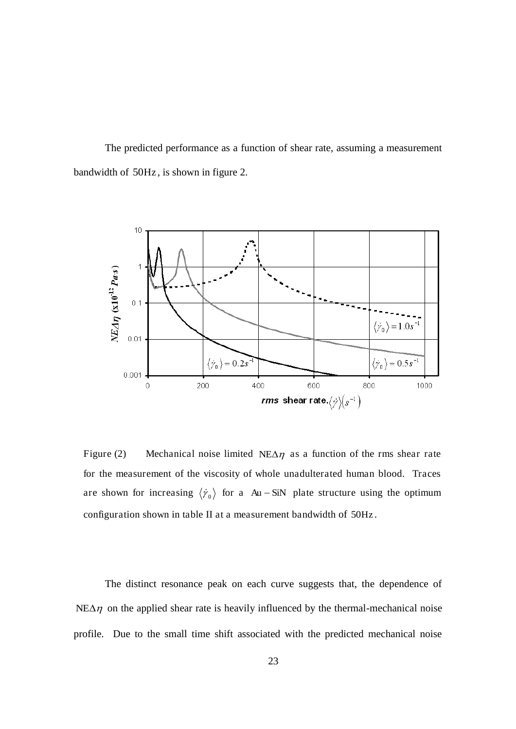The predicted performance as a function of shear rate, assuming a measurement bandwidth of 50Hz, is shown in figure 2.

Figure (2) Mechanical noise limited $\mathrm{NE}\Delta\eta$ as a function of the rms shear rate for the measurement of the viscosity of whole unadulterated human blood. Traces are shown for increasing $\langle\dot{\gamma}_0\rangle$ for a Au – SiN plate structure using the optimum configuration shown in table II at a measurement bandwidth of 50Hz.

The distinct resonance peak on each curve suggests that, the dependence of $\mathrm{NE}\Delta\eta$ on the applied shear rate is heavily influenced by the thermal-mechanical noise profile. Due to the small time shift associated with the predicted mechanical noise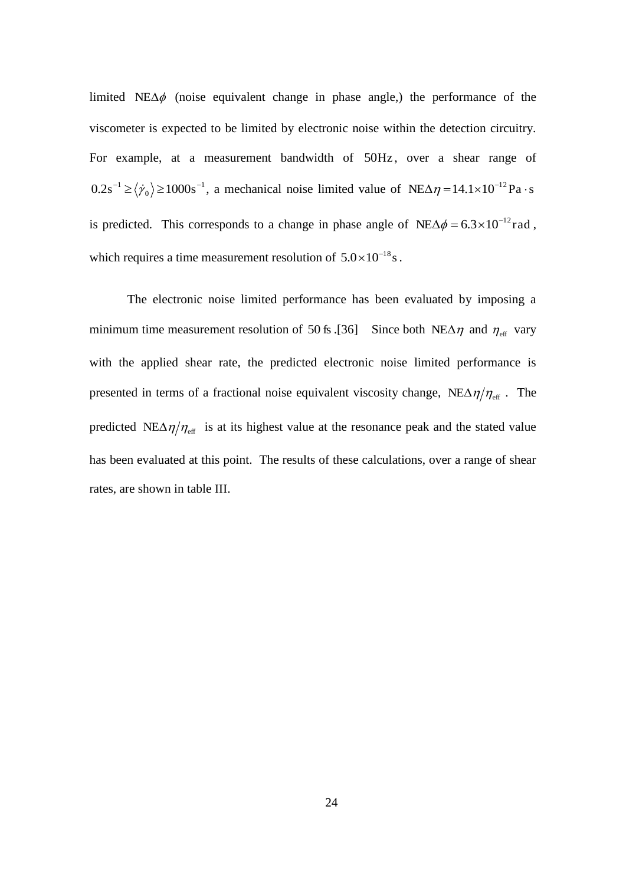limited $\mathrm{NE}\Delta\phi$ (noise equivalent change in phase angle,) the performance of the viscometer is expected to be limited by electronic noise within the detection circuitry. For example, at a measurement bandwidth of $50\mathrm{Hz}$, over a shear range of $0.2\mathrm{s}^{-1} \geq \langle \dot{\gamma}_0 \rangle \geq 1000\mathrm{s}^{-1}$, a mechanical noise limited value of $\mathrm{NE}\Delta\eta = 14.1\times10^{-12}\,\mathrm{Pa}\cdot\mathrm{s}$ is predicted. This corresponds to a change in phase angle of $\mathrm{NE}\Delta\phi = 6.3\times10^{-12}\,\mathrm{rad}$, which requires a time measurement resolution of $5.0\times10^{-18}\,\mathrm{s}$.

The electronic noise limited performance has been evaluated by imposing a minimum time measurement resolution of $50\,\mathrm{fs}$.[36] Since both $\mathrm{NE}\Delta\eta$ and $\eta_{\mathrm{eff}}$ vary with the applied shear rate, the predicted electronic noise limited performance is presented in terms of a fractional noise equivalent viscosity change, $\mathrm{NE}\Delta\eta/\eta_{\mathrm{eff}}$. The predicted $\mathrm{NE}\Delta\eta/\eta_{\mathrm{eff}}$ is at its highest value at the resonance peak and the stated value has been evaluated at this point. The results of these calculations, over a range of shear rates, are shown in table III.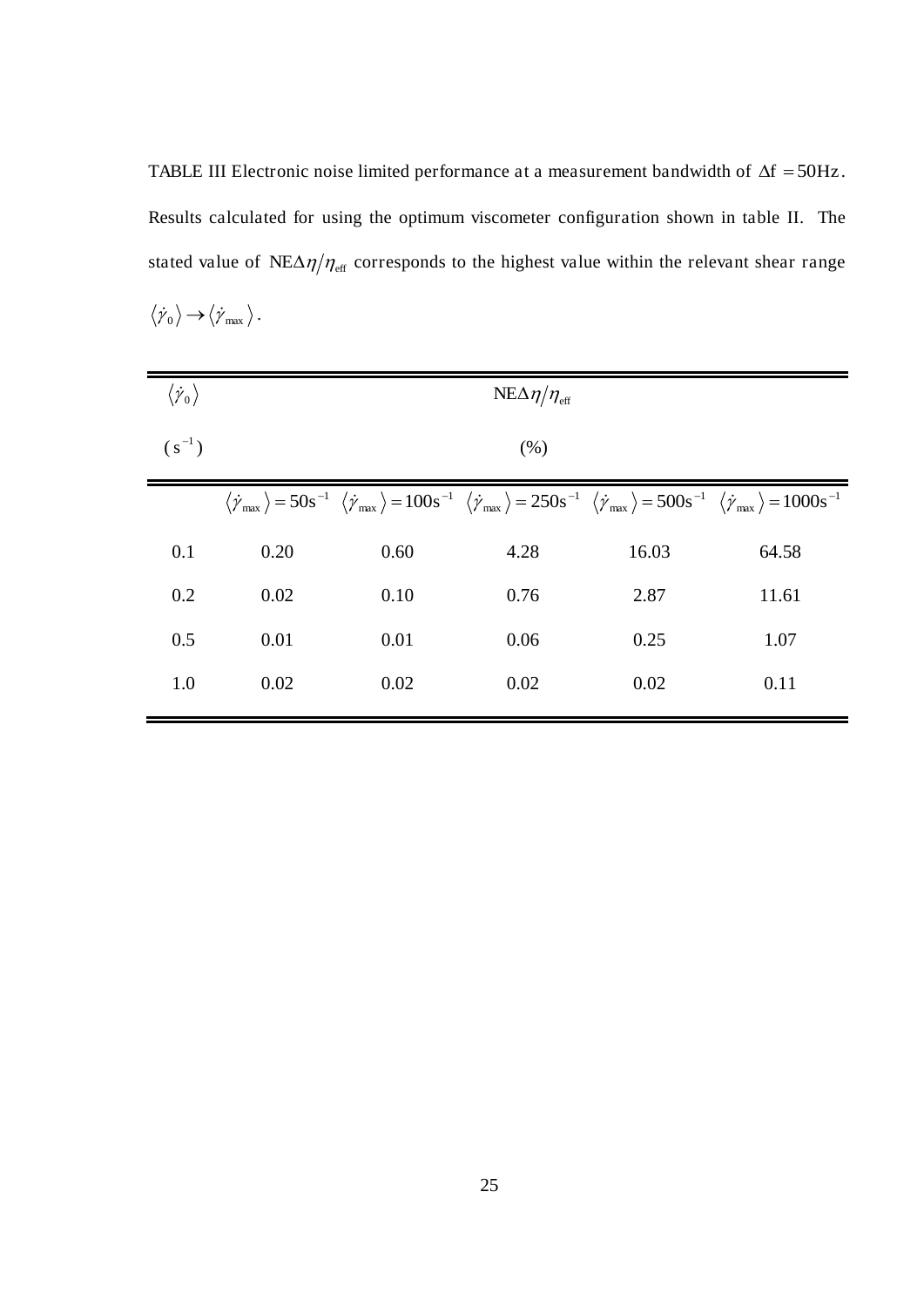TABLE III Electronic noise limited performance at a measurement bandwidth of $\Delta f = 50\text{Hz}$. Results calculated for using the optimum viscometer configuration shown in table II. The stated value of $\text{NE}\Delta\eta/\eta_{\text{eff}}$ corresponds to the highest value within the relevant shear range $\langle\dot{\gamma}_0\rangle \rightarrow \langle\dot{\gamma}_{\max}\rangle$.

| $\langle\dot{\gamma}_0\rangle$ ($\text{s}^{-1}$) | $\text{NE}\Delta\eta/\eta_{\text{eff}}$ (%) | | | | |
|---|---|---|---|---|---|
| | $\langle\dot{\gamma}_{\max}\rangle = 50\text{s}^{-1}$ | $\langle\dot{\gamma}_{\max}\rangle = 100\text{s}^{-1}$ | $\langle\dot{\gamma}_{\max}\rangle = 250\text{s}^{-1}$ | $\langle\dot{\gamma}_{\max}\rangle = 500\text{s}^{-1}$ | $\langle\dot{\gamma}_{\max}\rangle = 1000\text{s}^{-1}$ |
| 0.1 | 0.20 | 0.60 | 4.28 | 16.03 | 64.58 |
| 0.2 | 0.02 | 0.10 | 0.76 | 2.87 | 11.61 |
| 0.5 | 0.01 | 0.01 | 0.06 | 0.25 | 1.07 |
| 1.0 | 0.02 | 0.02 | 0.02 | 0.02 | 0.11 |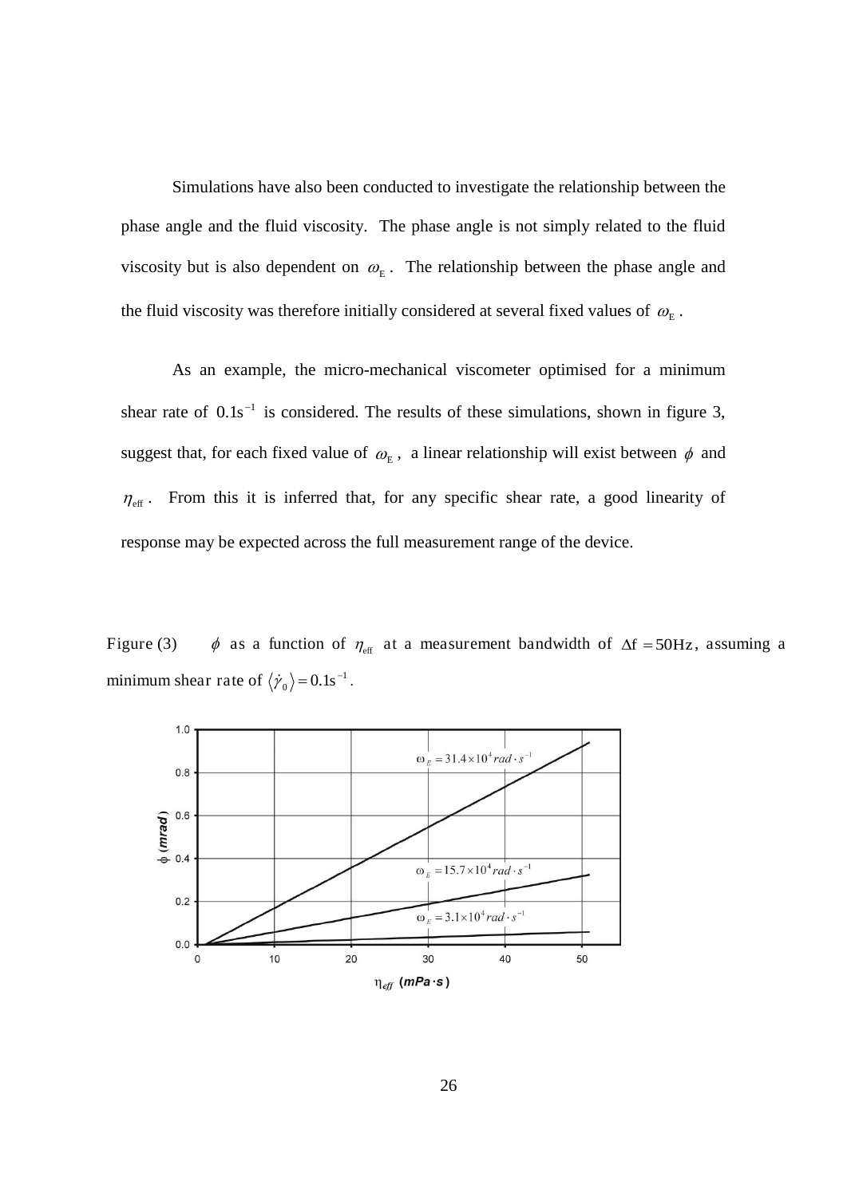Simulations have also been conducted to investigate the relationship between the phase angle and the fluid viscosity. The phase angle is not simply related to the fluid viscosity but is also dependent on $\omega_{\mathrm{E}}$. The relationship between the phase angle and the fluid viscosity was therefore initially considered at several fixed values of $\omega_{\mathrm{E}}$.

As an example, the micro-mechanical viscometer optimised for a minimum shear rate of $0.1\mathrm{s}^{-1}$ is considered. The results of these simulations, shown in figure 3, suggest that, for each fixed value of $\omega_{\mathrm{E}}$, a linear relationship will exist between $\phi$ and $\eta_{\mathrm{eff}}$. From this it is inferred that, for any specific shear rate, a good linearity of response may be expected across the full measurement range of the device.

Figure (3) $\phi$ as a function of $\eta_{\mathrm{eff}}$ at a measurement bandwidth of $\Delta \mathrm{f} = 50\mathrm{Hz}$, assuming a minimum shear rate of $\langle \dot{\gamma}_0 \rangle = 0.1\mathrm{s}^{-1}$.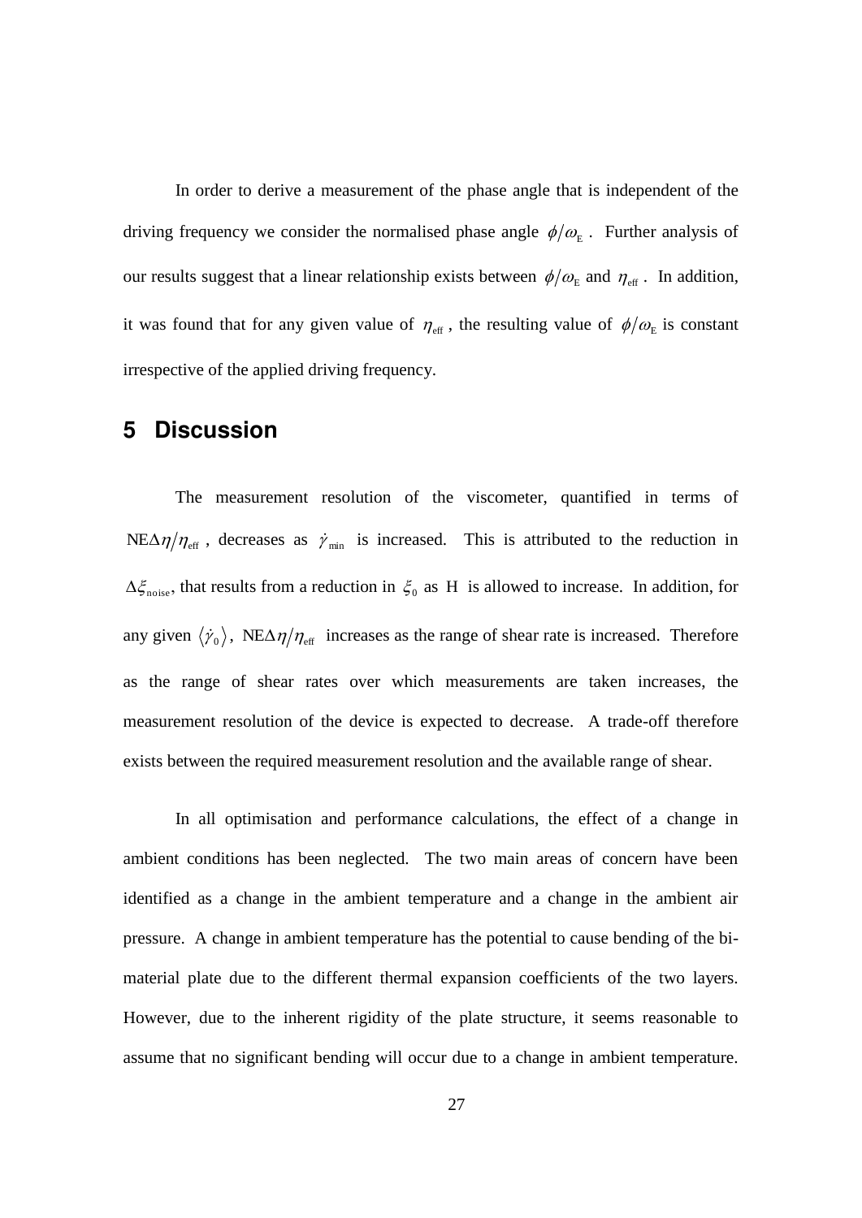In order to derive a measurement of the phase angle that is independent of the driving frequency we consider the normalised phase angle $\phi/\omega_{\mathrm{E}}$. Further analysis of our results suggest that a linear relationship exists between $\phi/\omega_{\mathrm{E}}$ and $\eta_{\mathrm{eff}}$. In addition, it was found that for any given value of $\eta_{\mathrm{eff}}$, the resulting value of $\phi/\omega_{\mathrm{E}}$ is constant irrespective of the applied driving frequency.

## 5 Discussion

The measurement resolution of the viscometer, quantified in terms of $\mathrm{NE}\Delta\eta/\eta_{\mathrm{eff}}$, decreases as $\dot{\gamma}_{\min}$ is increased. This is attributed to the reduction in $\Delta\xi_{\mathrm{noise}}$, that results from a reduction in $\xi_0$ as H is allowed to increase. In addition, for any given $\langle\dot{\gamma}_0\rangle$, $\mathrm{NE}\Delta\eta/\eta_{\mathrm{eff}}$ increases as the range of shear rate is increased. Therefore as the range of shear rates over which measurements are taken increases, the measurement resolution of the device is expected to decrease. A trade-off therefore exists between the required measurement resolution and the available range of shear.

In all optimisation and performance calculations, the effect of a change in ambient conditions has been neglected. The two main areas of concern have been identified as a change in the ambient temperature and a change in the ambient air pressure. A change in ambient temperature has the potential to cause bending of the bi-material plate due to the different thermal expansion coefficients of the two layers. However, due to the inherent rigidity of the plate structure, it seems reasonable to assume that no significant bending will occur due to a change in ambient temperature.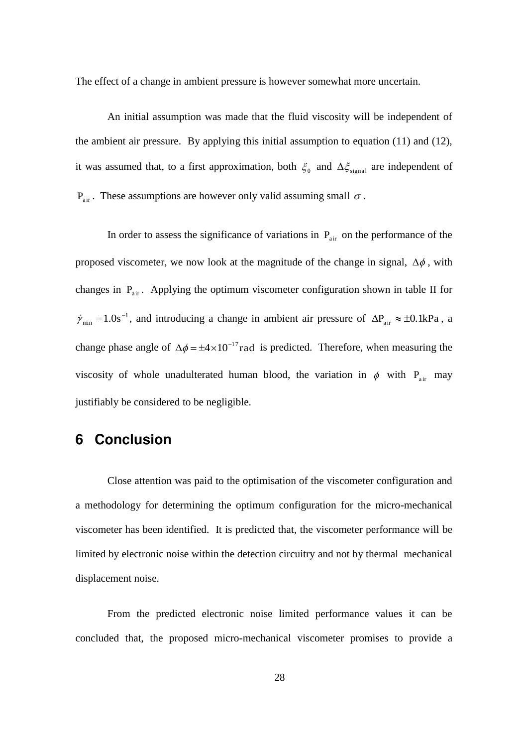The effect of a change in ambient pressure is however somewhat more uncertain.

An initial assumption was made that the fluid viscosity will be independent of the ambient air pressure. By applying this initial assumption to equation (11) and (12), it was assumed that, to a first approximation, both $\xi_0$ and $\Delta\xi_{\mathrm{signal}}$ are independent of $\mathrm{P}_{\mathrm{air}}$. These assumptions are however only valid assuming small $\sigma$.

In order to assess the significance of variations in $\mathrm{P}_{\mathrm{air}}$ on the performance of the proposed viscometer, we now look at the magnitude of the change in signal, $\Delta\phi$, with changes in $\mathrm{P}_{\mathrm{air}}$. Applying the optimum viscometer configuration shown in table II for $\dot{\gamma}_{\min} = 1.0\mathrm{s}^{-1}$, and introducing a change in ambient air pressure of $\Delta\mathrm{P}_{\mathrm{air}} \approx \pm 0.1\mathrm{kPa}$, a change phase angle of $\Delta\phi = \pm 4\times 10^{-17}\mathrm{rad}$ is predicted. Therefore, when measuring the viscosity of whole unadulterated human blood, the variation in $\phi$ with $\mathrm{P}_{\mathrm{air}}$ may justifiably be considered to be negligible.

## 6 Conclusion

Close attention was paid to the optimisation of the viscometer configuration and a methodology for determining the optimum configuration for the micro-mechanical viscometer has been identified. It is predicted that, the viscometer performance will be limited by electronic noise within the detection circuitry and not by thermal mechanical displacement noise.

From the predicted electronic noise limited performance values it can be concluded that, the proposed micro-mechanical viscometer promises to provide a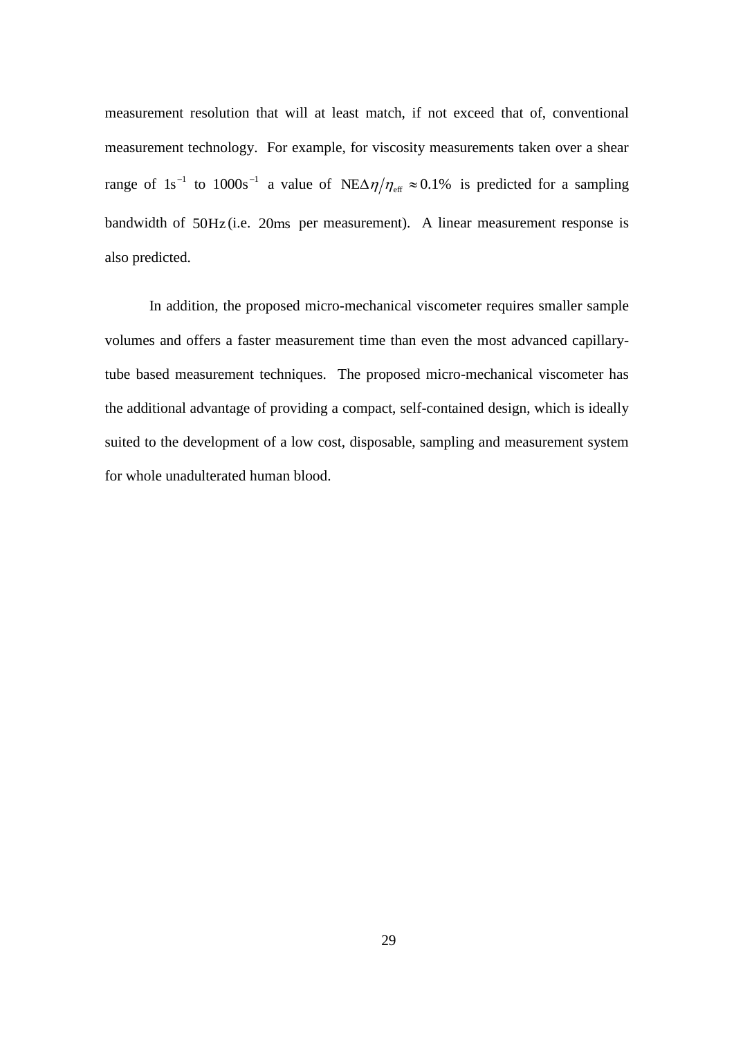measurement resolution that will at least match, if not exceed that of, conventional measurement technology. For example, for viscosity measurements taken over a shear range of $1\text{s}^{-1}$ to $1000\text{s}^{-1}$ a value of $\text{NE}\Delta\eta/\eta_{\text{eff}} \approx 0.1\%$ is predicted for a sampling bandwidth of $50\text{Hz}$ (i.e. $20\text{ms}$ per measurement). A linear measurement response is also predicted.

In addition, the proposed micro-mechanical viscometer requires smaller sample volumes and offers a faster measurement time than even the most advanced capillary-tube based measurement techniques. The proposed micro-mechanical viscometer has the additional advantage of providing a compact, self-contained design, which is ideally suited to the development of a low cost, disposable, sampling and measurement system for whole unadulterated human blood.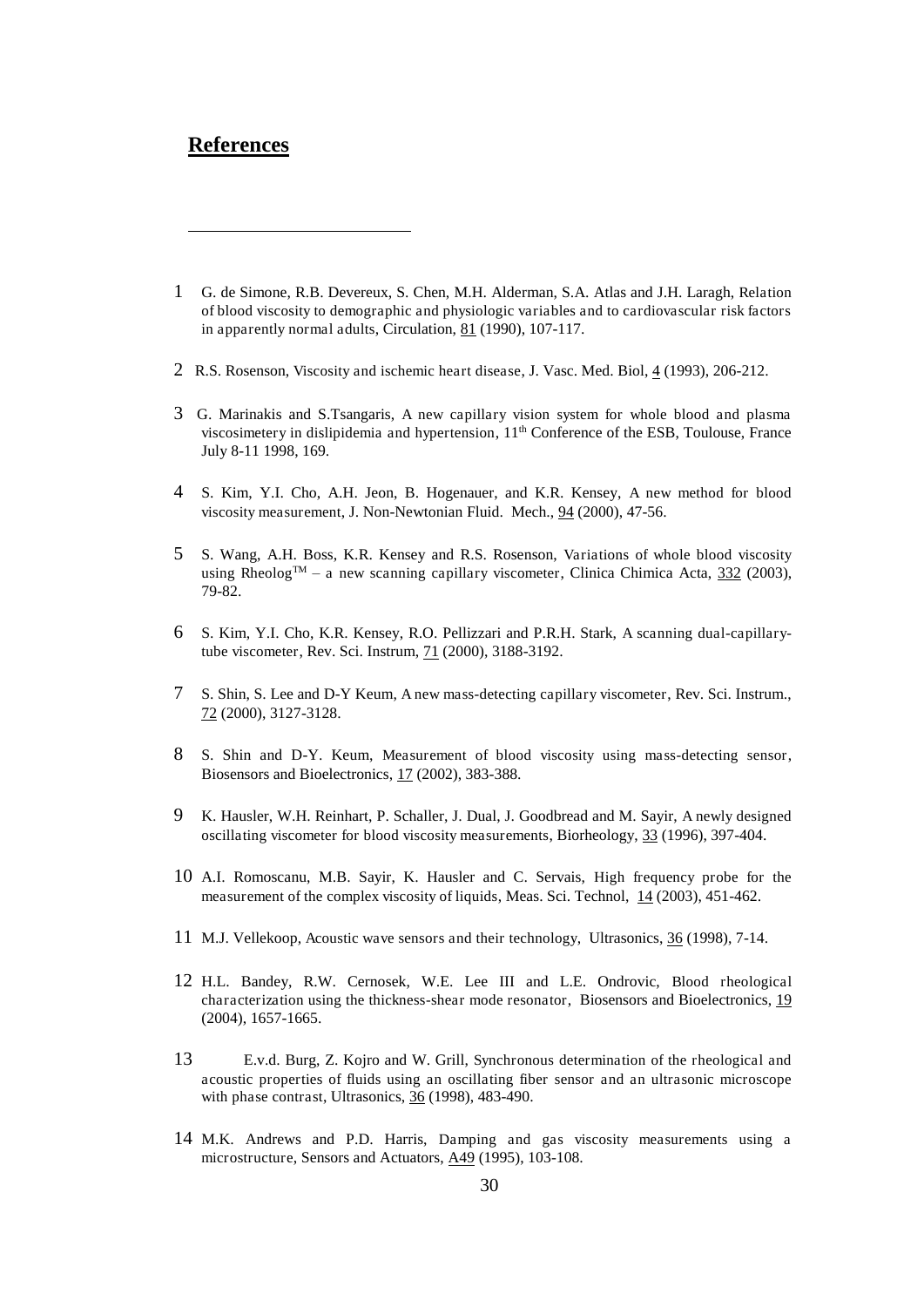## References

1 G. de Simone, R.B. Devereux, S. Chen, M.H. Alderman, S.A. Atlas and J.H. Laragh, Relation of blood viscosity to demographic and physiologic variables and to cardiovascular risk factors in apparently normal adults, Circulation, 81 (1990), 107-117.

2 R.S. Rosenson, Viscosity and ischemic heart disease, J. Vasc. Med. Biol, 4 (1993), 206-212.

3 G. Marinakis and S.Tsangaris, A new capillary vision system for whole blood and plasma viscosimetery in dislipidemia and hypertension, 11th Conference of the ESB, Toulouse, France July 8-11 1998, 169.

4 S. Kim, Y.I. Cho, A.H. Jeon, B. Hogenauer, and K.R. Kensey, A new method for blood viscosity measurement, J. Non-Newtonian Fluid. Mech., 94 (2000), 47-56.

5 S. Wang, A.H. Boss, K.R. Kensey and R.S. Rosenson, Variations of whole blood viscosity using Rheolog™ – a new scanning capillary viscometer, Clinica Chimica Acta, 332 (2003), 79-82.

6 S. Kim, Y.I. Cho, K.R. Kensey, R.O. Pellizzari and P.R.H. Stark, A scanning dual-capillary-tube viscometer, Rev. Sci. Instrum, 71 (2000), 3188-3192.

7 S. Shin, S. Lee and D-Y Keum, A new mass-detecting capillary viscometer, Rev. Sci. Instrum., 72 (2000), 3127-3128.

8 S. Shin and D-Y. Keum, Measurement of blood viscosity using mass-detecting sensor, Biosensors and Bioelectronics, 17 (2002), 383-388.

9 K. Hausler, W.H. Reinhart, P. Schaller, J. Dual, J. Goodbread and M. Sayir, A newly designed oscillating viscometer for blood viscosity measurements, Biorheology, 33 (1996), 397-404.

10 A.I. Romoscanu, M.B. Sayir, K. Hausler and C. Servais, High frequency probe for the measurement of the complex viscosity of liquids, Meas. Sci. Technol, 14 (2003), 451-462.

11 M.J. Vellekoop, Acoustic wave sensors and their technology, Ultrasonics, 36 (1998), 7-14.

12 H.L. Bandey, R.W. Cernosek, W.E. Lee III and L.E. Ondrovic, Blood rheological characterization using the thickness-shear mode resonator, Biosensors and Bioelectronics, 19 (2004), 1657-1665.

13 E.v.d. Burg, Z. Kojro and W. Grill, Synchronous determination of the rheological and acoustic properties of fluids using an oscillating fiber sensor and an ultrasonic microscope with phase contrast, Ultrasonics, 36 (1998), 483-490.

14 M.K. Andrews and P.D. Harris, Damping and gas viscosity measurements using a microstructure, Sensors and Actuators, A49 (1995), 103-108.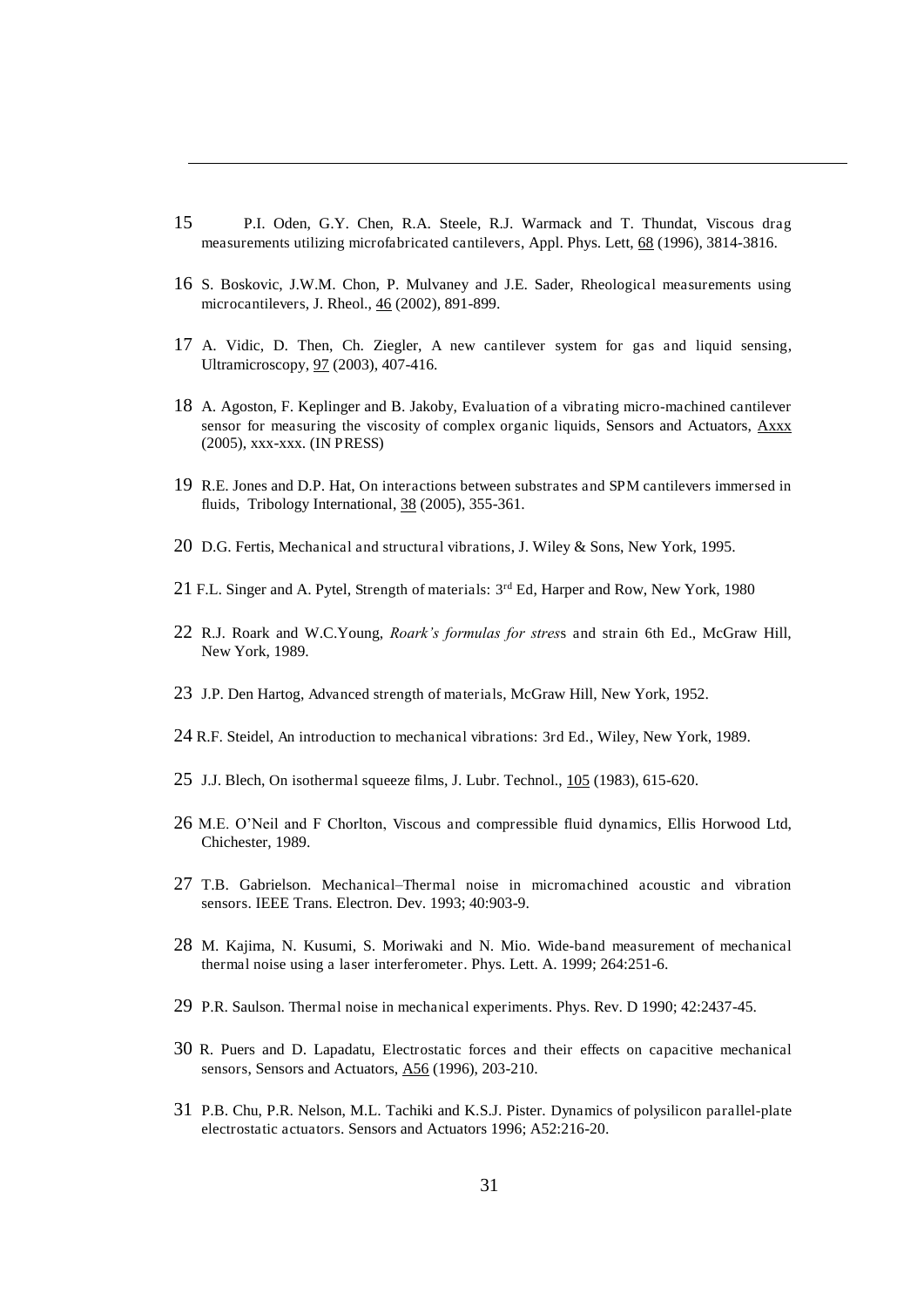15 P.I. Oden, G.Y. Chen, R.A. Steele, R.J. Warmack and T. Thundat, Viscous drag measurements utilizing microfabricated cantilevers, Appl. Phys. Lett, 68 (1996), 3814-3816.

16 S. Boskovic, J.W.M. Chon, P. Mulvaney and J.E. Sader, Rheological measurements using microcantilevers, J. Rheol., 46 (2002), 891-899.

17 A. Vidic, D. Then, Ch. Ziegler, A new cantilever system for gas and liquid sensing, Ultramicroscopy, 97 (2003), 407-416.

18 A. Agoston, F. Keplinger and B. Jakoby, Evaluation of a vibrating micro-machined cantilever sensor for measuring the viscosity of complex organic liquids, Sensors and Actuators, Axxx (2005), xxx-xxx. (IN PRESS)

19 R.E. Jones and D.P. Hat, On interactions between substrates and SPM cantilevers immersed in fluids, Tribology International, 38 (2005), 355-361.

20 D.G. Fertis, Mechanical and structural vibrations, J. Wiley & Sons, New York, 1995.

21 F.L. Singer and A. Pytel, Strength of materials: 3rd Ed, Harper and Row, New York, 1980

22 R.J. Roark and W.C.Young, *Roark's formulas for stres*s and strain 6th Ed., McGraw Hill, New York, 1989.

23 J.P. Den Hartog, Advanced strength of materials, McGraw Hill, New York, 1952.

24 R.F. Steidel, An introduction to mechanical vibrations: 3rd Ed., Wiley, New York, 1989.

25 J.J. Blech, On isothermal squeeze films, J. Lubr. Technol., 105 (1983), 615-620.

26 M.E. O'Neil and F Chorlton, Viscous and compressible fluid dynamics, Ellis Horwood Ltd, Chichester, 1989.

27 T.B. Gabrielson. Mechanical–Thermal noise in micromachined acoustic and vibration sensors. IEEE Trans. Electron. Dev. 1993; 40:903-9.

28 M. Kajima, N. Kusumi, S. Moriwaki and N. Mio. Wide-band measurement of mechanical thermal noise using a laser interferometer. Phys. Lett. A. 1999; 264:251-6.

29 P.R. Saulson. Thermal noise in mechanical experiments. Phys. Rev. D 1990; 42:2437-45.

30 R. Puers and D. Lapadatu, Electrostatic forces and their effects on capacitive mechanical sensors, Sensors and Actuators, A56 (1996), 203-210.

31 P.B. Chu, P.R. Nelson, M.L. Tachiki and K.S.J. Pister. Dynamics of polysilicon parallel-plate electrostatic actuators. Sensors and Actuators 1996; A52:216-20.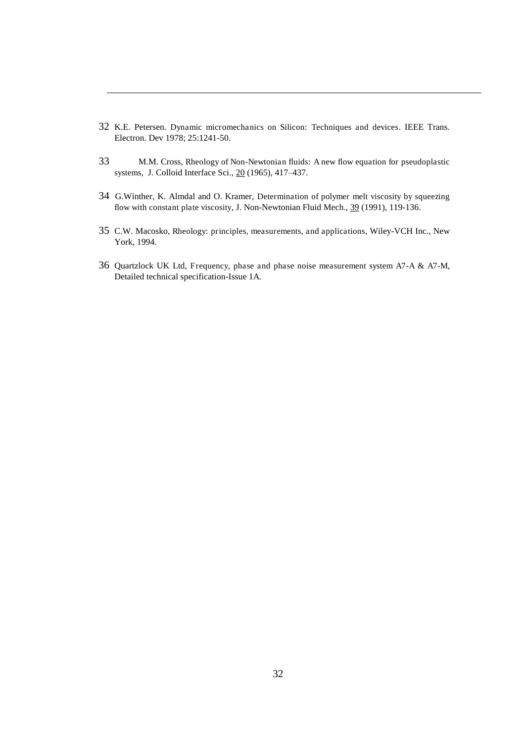32 K.E. Petersen. Dynamic micromechanics on Silicon: Techniques and devices. IEEE Trans. Electron. Dev 1978; 25:1241-50.

33 M.M. Cross, Rheology of Non-Newtonian fluids: A new flow equation for pseudoplastic systems, J. Colloid Interface Sci., 20 (1965), 417–437.

34 G.Winther, K. Almdal and O. Kramer, Determination of polymer melt viscosity by squeezing flow with constant plate viscosity, J. Non-Newtonian Fluid Mech., 39 (1991), 119-136.

35 C.W. Macosko, Rheology: principles, measurements, and applications, Wiley-VCH Inc., New York, 1994.

36 Quartzlock UK Ltd, Frequency, phase and phase noise measurement system A7-A & A7-M, Detailed technical specification-Issue 1A.